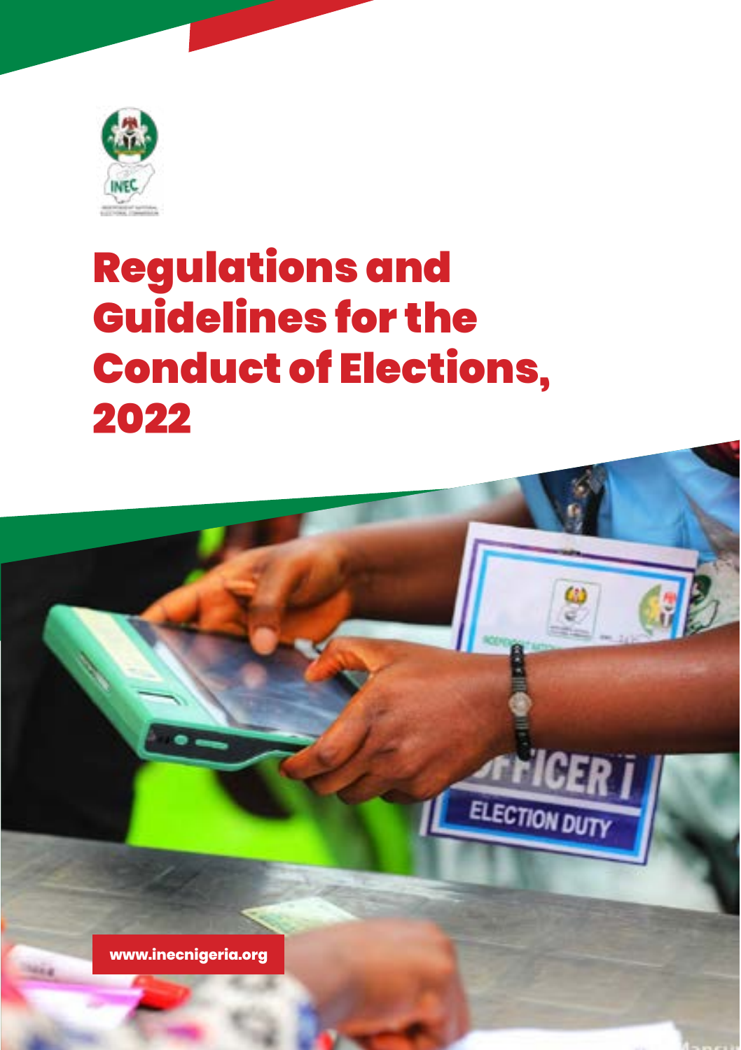# Regulations and Guidelines for the Conduct of Elections, 2022

www.inecnigeria.org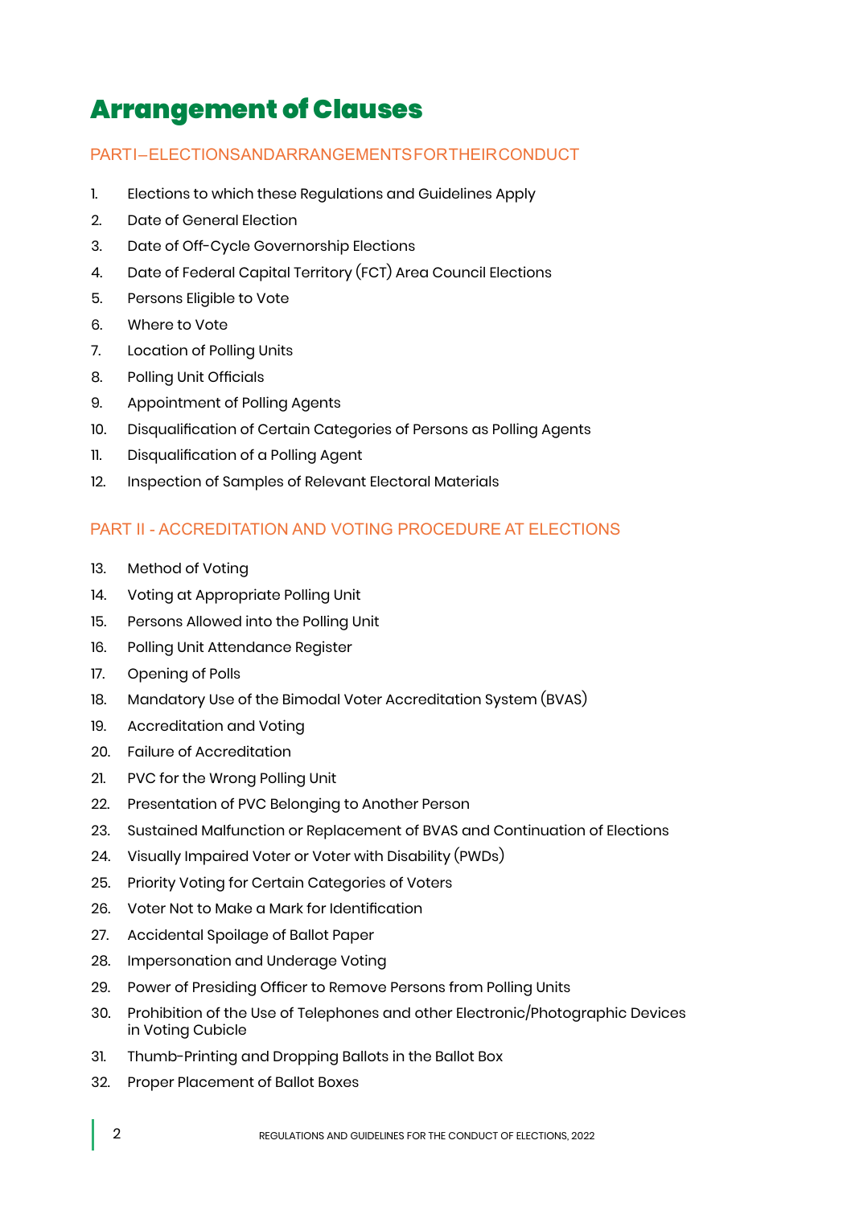# Arrangement of Clauses

## PART I – ELECTIONS AND ARRANGEMENTS FOR THEIR CONDUCT

1. Elections to which these Regulations and Guidelines Apply
2. Date of General Election
3. Date of Off-Cycle Governorship Elections
4. Date of Federal Capital Territory (FCT) Area Council Elections
5. Persons Eligible to Vote
6. Where to Vote
7. Location of Polling Units
8. Polling Unit Officials
9. Appointment of Polling Agents
10. Disqualification of Certain Categories of Persons as Polling Agents
11. Disqualification of a Polling Agent
12. Inspection of Samples of Relevant Electoral Materials

## PART II - ACCREDITATION AND VOTING PROCEDURE AT ELECTIONS

13. Method of Voting
14. Voting at Appropriate Polling Unit
15. Persons Allowed into the Polling Unit
16. Polling Unit Attendance Register
17. Opening of Polls
18. Mandatory Use of the Bimodal Voter Accreditation System (BVAS)
19. Accreditation and Voting
20. Failure of Accreditation
21. PVC for the Wrong Polling Unit
22. Presentation of PVC Belonging to Another Person
23. Sustained Malfunction or Replacement of BVAS and Continuation of Elections
24. Visually Impaired Voter or Voter with Disability (PWDs)
25. Priority Voting for Certain Categories of Voters
26. Voter Not to Make a Mark for Identification
27. Accidental Spoilage of Ballot Paper
28. Impersonation and Underage Voting
29. Power of Presiding Officer to Remove Persons from Polling Units
30. Prohibition of the Use of Telephones and other Electronic/Photographic Devices in Voting Cubicle
31. Thumb-Printing and Dropping Ballots in the Ballot Box
32. Proper Placement of Ballot Boxes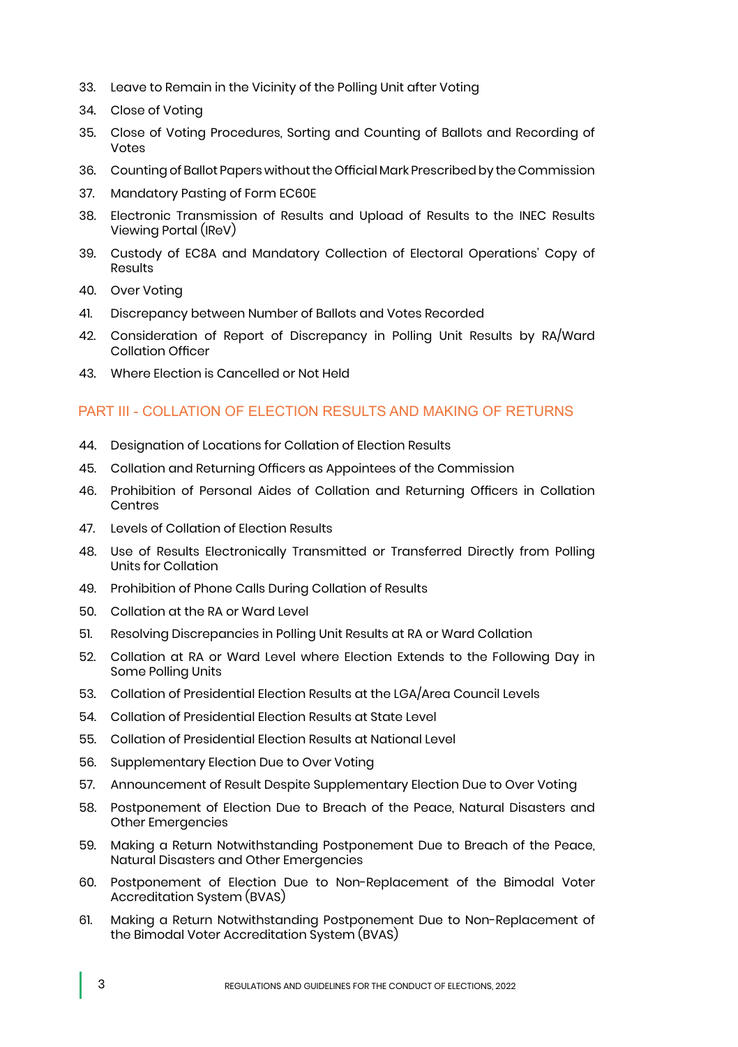33. Leave to Remain in the Vicinity of the Polling Unit after Voting
34. Close of Voting
35. Close of Voting Procedures, Sorting and Counting of Ballots and Recording of Votes
36. Counting of Ballot Papers without the Official Mark Prescribed by the Commission
37. Mandatory Pasting of Form EC60E
38. Electronic Transmission of Results and Upload of Results to the INEC Results Viewing Portal (IReV)
39. Custody of EC8A and Mandatory Collection of Electoral Operations' Copy of Results
40. Over Voting
41. Discrepancy between Number of Ballots and Votes Recorded
42. Consideration of Report of Discrepancy in Polling Unit Results by RA/Ward Collation Officer
43. Where Election is Cancelled or Not Held

## PART III - COLLATION OF ELECTION RESULTS AND MAKING OF RETURNS

44. Designation of Locations for Collation of Election Results
45. Collation and Returning Officers as Appointees of the Commission
46. Prohibition of Personal Aides of Collation and Returning Officers in Collation Centres
47. Levels of Collation of Election Results
48. Use of Results Electronically Transmitted or Transferred Directly from Polling Units for Collation
49. Prohibition of Phone Calls During Collation of Results
50. Collation at the RA or Ward Level
51. Resolving Discrepancies in Polling Unit Results at RA or Ward Collation
52. Collation at RA or Ward Level where Election Extends to the Following Day in Some Polling Units
53. Collation of Presidential Election Results at the LGA/Area Council Levels
54. Collation of Presidential Election Results at State Level
55. Collation of Presidential Election Results at National Level
56. Supplementary Election Due to Over Voting
57. Announcement of Result Despite Supplementary Election Due to Over Voting
58. Postponement of Election Due to Breach of the Peace, Natural Disasters and Other Emergencies
59. Making a Return Notwithstanding Postponement Due to Breach of the Peace, Natural Disasters and Other Emergencies
60. Postponement of Election Due to Non-Replacement of the Bimodal Voter Accreditation System (BVAS)
61. Making a Return Notwithstanding Postponement Due to Non-Replacement of the Bimodal Voter Accreditation System (BVAS)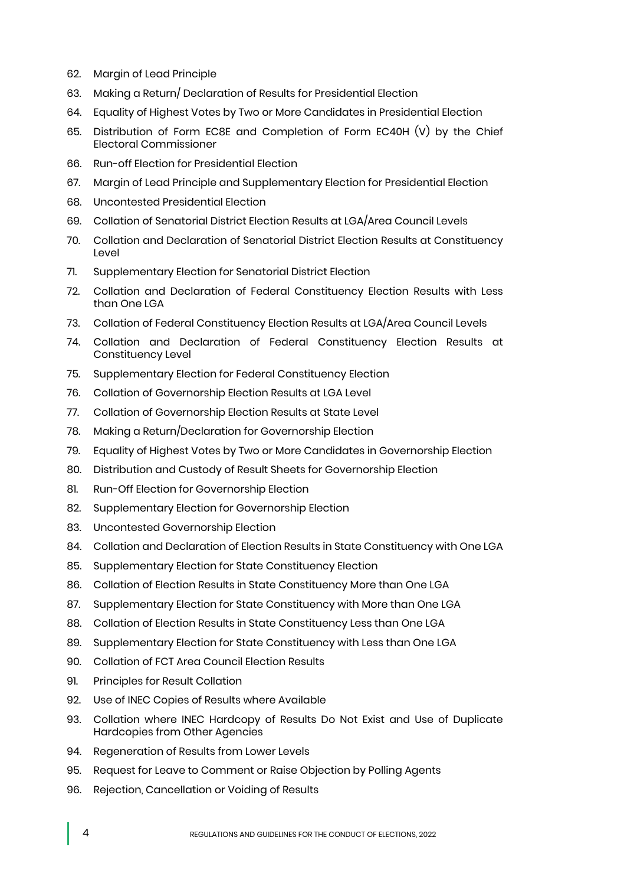62. Margin of Lead Principle
63. Making a Return/ Declaration of Results for Presidential Election
64. Equality of Highest Votes by Two or More Candidates in Presidential Election
65. Distribution of Form EC8E and Completion of Form EC40H (V) by the Chief Electoral Commissioner
66. Run-off Election for Presidential Election
67. Margin of Lead Principle and Supplementary Election for Presidential Election
68. Uncontested Presidential Election
69. Collation of Senatorial District Election Results at LGA/Area Council Levels
70. Collation and Declaration of Senatorial District Election Results at Constituency Level
71. Supplementary Election for Senatorial District Election
72. Collation and Declaration of Federal Constituency Election Results with Less than One LGA
73. Collation of Federal Constituency Election Results at LGA/Area Council Levels
74. Collation and Declaration of Federal Constituency Election Results at Constituency Level
75. Supplementary Election for Federal Constituency Election
76. Collation of Governorship Election Results at LGA Level
77. Collation of Governorship Election Results at State Level
78. Making a Return/Declaration for Governorship Election
79. Equality of Highest Votes by Two or More Candidates in Governorship Election
80. Distribution and Custody of Result Sheets for Governorship Election
81. Run-Off Election for Governorship Election
82. Supplementary Election for Governorship Election
83. Uncontested Governorship Election
84. Collation and Declaration of Election Results in State Constituency with One LGA
85. Supplementary Election for State Constituency Election
86. Collation of Election Results in State Constituency More than One LGA
87. Supplementary Election for State Constituency with More than One LGA
88. Collation of Election Results in State Constituency Less than One LGA
89. Supplementary Election for State Constituency with Less than One LGA
90. Collation of FCT Area Council Election Results
91. Principles for Result Collation
92. Use of INEC Copies of Results where Available
93. Collation where INEC Hardcopy of Results Do Not Exist and Use of Duplicate Hardcopies from Other Agencies
94. Regeneration of Results from Lower Levels
95. Request for Leave to Comment or Raise Objection by Polling Agents
96. Rejection, Cancellation or Voiding of Results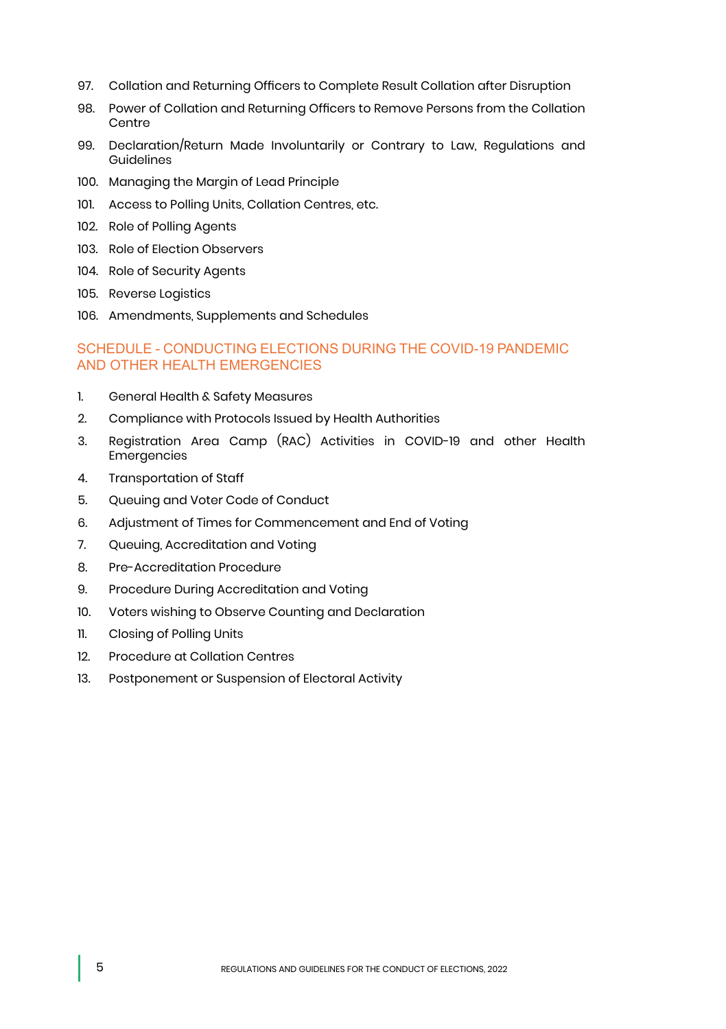97. Collation and Returning Officers to Complete Result Collation after Disruption
98. Power of Collation and Returning Officers to Remove Persons from the Collation Centre
99. Declaration/Return Made Involuntarily or Contrary to Law, Regulations and Guidelines
100. Managing the Margin of Lead Principle
101. Access to Polling Units, Collation Centres, etc.
102. Role of Polling Agents
103. Role of Election Observers
104. Role of Security Agents
105. Reverse Logistics
106. Amendments, Supplements and Schedules

## SCHEDULE - CONDUCTING ELECTIONS DURING THE COVID-19 PANDEMIC AND OTHER HEALTH EMERGENCIES

1. General Health & Safety Measures
2. Compliance with Protocols Issued by Health Authorities
3. Registration Area Camp (RAC) Activities in COVID-19 and other Health Emergencies
4. Transportation of Staff
5. Queuing and Voter Code of Conduct
6. Adjustment of Times for Commencement and End of Voting
7. Queuing, Accreditation and Voting
8. Pre-Accreditation Procedure
9. Procedure During Accreditation and Voting
10. Voters wishing to Observe Counting and Declaration
11. Closing of Polling Units
12. Procedure at Collation Centres
13. Postponement or Suspension of Electoral Activity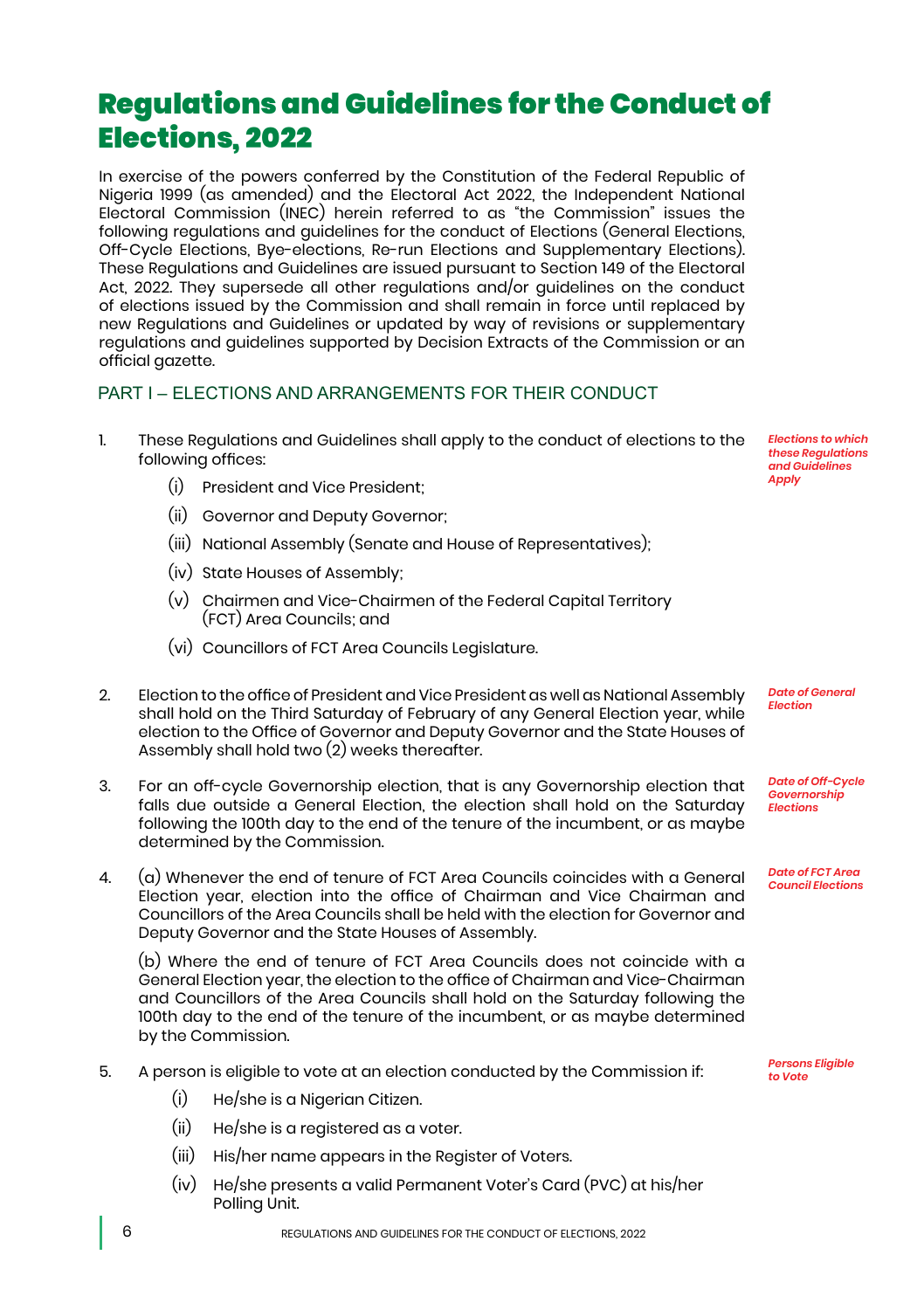# Regulations and Guidelines for the Conduct of Elections, 2022

In exercise of the powers conferred by the Constitution of the Federal Republic of Nigeria 1999 (as amended) and the Electoral Act 2022, the Independent National Electoral Commission (INEC) herein referred to as "the Commission" issues the following regulations and guidelines for the conduct of Elections (General Elections, Off-Cycle Elections, Bye-elections, Re-run Elections and Supplementary Elections). These Regulations and Guidelines are issued pursuant to Section 149 of the Electoral Act, 2022. They supersede all other regulations and/or guidelines on the conduct of elections issued by the Commission and shall remain in force until replaced by new Regulations and Guidelines or updated by way of revisions or supplementary regulations and guidelines supported by Decision Extracts of the Commission or an official gazette.

## PART I – ELECTIONS AND ARRANGEMENTS FOR THEIR CONDUCT

***Elections to which these Regulations and Guidelines Apply***

1. These Regulations and Guidelines shall apply to the conduct of elections to the following offices:
   - (i) President and Vice President;
   - (ii) Governor and Deputy Governor;
   - (iii) National Assembly (Senate and House of Representatives);
   - (iv) State Houses of Assembly;
   - (v) Chairmen and Vice-Chairmen of the Federal Capital Territory (FCT) Area Councils; and
   - (vi) Councillors of FCT Area Councils Legislature.

***Date of General Election***

2. Election to the office of President and Vice President as well as National Assembly shall hold on the Third Saturday of February of any General Election year, while election to the Office of Governor and Deputy Governor and the State Houses of Assembly shall hold two (2) weeks thereafter.

***Date of Off-Cycle Governorship Elections***

3. For an off-cycle Governorship election, that is any Governorship election that falls due outside a General Election, the election shall hold on the Saturday following the 100th day to the end of the tenure of the incumbent, or as maybe determined by the Commission.

***Date of FCT Area Council Elections***

4. (a) Whenever the end of tenure of FCT Area Councils coincides with a General Election year, election into the office of Chairman and Vice Chairman and Councillors of the Area Councils shall be held with the election for Governor and Deputy Governor and the State Houses of Assembly.

   (b) Where the end of tenure of FCT Area Councils does not coincide with a General Election year, the election to the office of Chairman and Vice-Chairman and Councillors of the Area Councils shall hold on the Saturday following the 100th day to the end of the tenure of the incumbent, or as maybe determined by the Commission.

***Persons Eligible to Vote***

5. A person is eligible to vote at an election conducted by the Commission if:
   - (i) He/she is a Nigerian Citizen.
   - (ii) He/she is a registered as a voter.
   - (iii) His/her name appears in the Register of Voters.
   - (iv) He/she presents a valid Permanent Voter's Card (PVC) at his/her Polling Unit.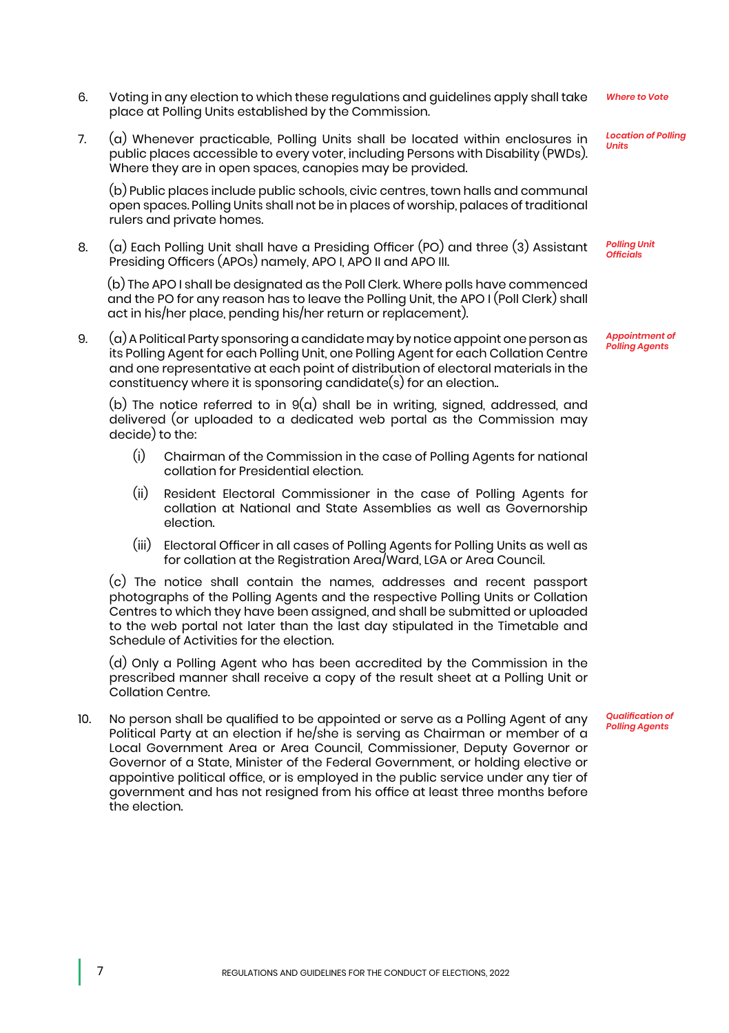6. Voting in any election to which these regulations and guidelines apply shall take place at Polling Units established by the Commission. *Where to Vote*

7. (a) Whenever practicable, Polling Units shall be located within enclosures in public places accessible to every voter, including Persons with Disability (PWDs). Where they are in open spaces, canopies may be provided. *Location of Polling Units*

   (b) Public places include public schools, civic centres, town halls and communal open spaces. Polling Units shall not be in places of worship, palaces of traditional rulers and private homes.

8. (a) Each Polling Unit shall have a Presiding Officer (PO) and three (3) Assistant Presiding Officers (APOs) namely, APO I, APO II and APO III. *Polling Unit Officials*

   (b) The APO I shall be designated as the Poll Clerk. Where polls have commenced and the PO for any reason has to leave the Polling Unit, the APO I (Poll Clerk) shall act in his/her place, pending his/her return or replacement).

9. (a) A Political Party sponsoring a candidate may by notice appoint one person as its Polling Agent for each Polling Unit, one Polling Agent for each Collation Centre and one representative at each point of distribution of electoral materials in the constituency where it is sponsoring candidate(s) for an election.. *Appointment of Polling Agents*

   (b) The notice referred to in 9(a) shall be in writing, signed, addressed, and delivered (or uploaded to a dedicated web portal as the Commission may decide) to the:

   (i) Chairman of the Commission in the case of Polling Agents for national collation for Presidential election.

   (ii) Resident Electoral Commissioner in the case of Polling Agents for collation at National and State Assemblies as well as Governorship election.

   (iii) Electoral Officer in all cases of Polling Agents for Polling Units as well as for collation at the Registration Area/Ward, LGA or Area Council.

   (c) The notice shall contain the names, addresses and recent passport photographs of the Polling Agents and the respective Polling Units or Collation Centres to which they have been assigned, and shall be submitted or uploaded to the web portal not later than the last day stipulated in the Timetable and Schedule of Activities for the election.

   (d) Only a Polling Agent who has been accredited by the Commission in the prescribed manner shall receive a copy of the result sheet at a Polling Unit or Collation Centre.

10. No person shall be qualified to be appointed or serve as a Polling Agent of any Political Party at an election if he/she is serving as Chairman or member of a Local Government Area or Area Council, Commissioner, Deputy Governor or Governor of a State, Minister of the Federal Government, or holding elective or appointive political office, or is employed in the public service under any tier of government and has not resigned from his office at least three months before the election. *Qualification of Polling Agents*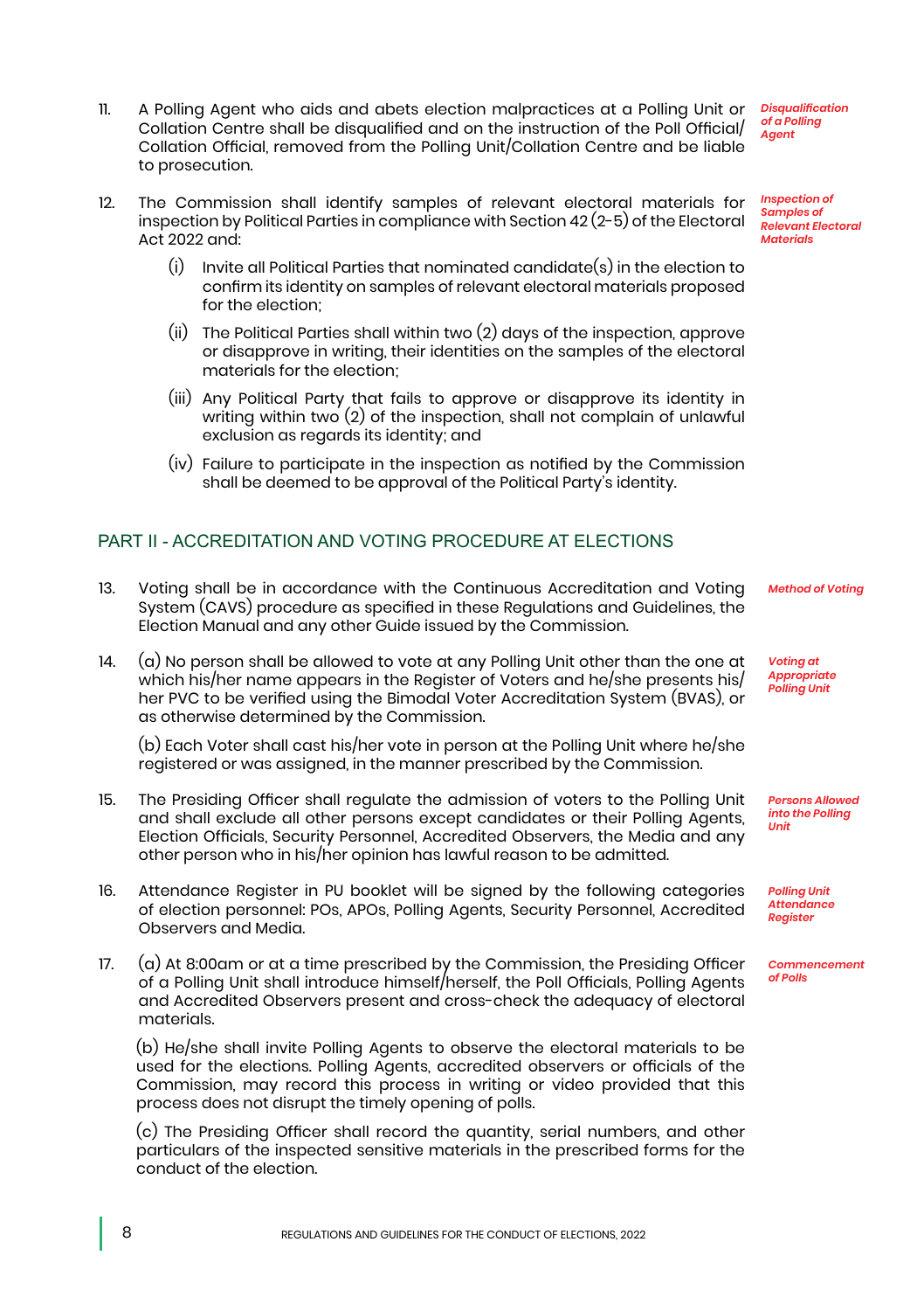11. A Polling Agent who aids and abets election malpractices at a Polling Unit or Collation Centre shall be disqualified and on the instruction of the Poll Official/ Collation Official, removed from the Polling Unit/Collation Centre and be liable to prosecution. *Disqualification of a Polling Agent*

12. The Commission shall identify samples of relevant electoral materials for inspection by Political Parties in compliance with Section 42 (2-5) of the Electoral Act 2022 and: *Inspection of Samples of Relevant Electoral Materials*

    (i) Invite all Political Parties that nominated candidate(s) in the election to confirm its identity on samples of relevant electoral materials proposed for the election;

    (ii) The Political Parties shall within two (2) days of the inspection, approve or disapprove in writing, their identities on the samples of the electoral materials for the election;

    (iii) Any Political Party that fails to approve or disapprove its identity in writing within two (2) of the inspection, shall not complain of unlawful exclusion as regards its identity; and

    (iv) Failure to participate in the inspection as notified by the Commission shall be deemed to be approval of the Political Party's identity.

## PART II - ACCREDITATION AND VOTING PROCEDURE AT ELECTIONS

13. Voting shall be in accordance with the Continuous Accreditation and Voting System (CAVS) procedure as specified in these Regulations and Guidelines, the Election Manual and any other Guide issued by the Commission. *Method of Voting*

14. (a) No person shall be allowed to vote at any Polling Unit other than the one at which his/her name appears in the Register of Voters and he/she presents his/ her PVC to be verified using the Bimodal Voter Accreditation System (BVAS), or as otherwise determined by the Commission. *Voting at Appropriate Polling Unit*

    (b) Each Voter shall cast his/her vote in person at the Polling Unit where he/she registered or was assigned, in the manner prescribed by the Commission.

15. The Presiding Officer shall regulate the admission of voters to the Polling Unit and shall exclude all other persons except candidates or their Polling Agents, Election Officials, Security Personnel, Accredited Observers, the Media and any other person who in his/her opinion has lawful reason to be admitted. *Persons Allowed into the Polling Unit*

16. Attendance Register in PU booklet will be signed by the following categories of election personnel: POs, APOs, Polling Agents, Security Personnel, Accredited Observers and Media. *Polling Unit Attendance Register*

17. (a) At 8:00am or at a time prescribed by the Commission, the Presiding Officer of a Polling Unit shall introduce himself/herself, the Poll Officials, Polling Agents and Accredited Observers present and cross-check the adequacy of electoral materials. *Commencement of Polls*

    (b) He/she shall invite Polling Agents to observe the electoral materials to be used for the elections. Polling Agents, accredited observers or officials of the Commission, may record this process in writing or video provided that this process does not disrupt the timely opening of polls.

    (c) The Presiding Officer shall record the quantity, serial numbers, and other particulars of the inspected sensitive materials in the prescribed forms for the conduct of the election.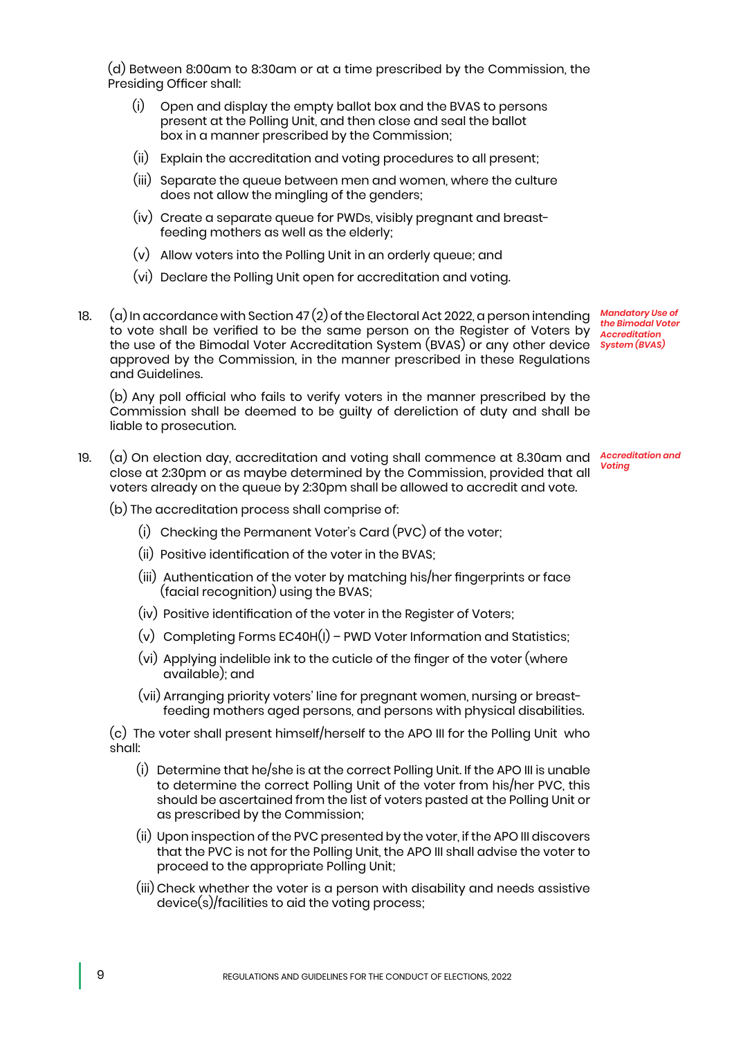(d) Between 8:00am to 8:30am or at a time prescribed by the Commission, the Presiding Officer shall:

(i) Open and display the empty ballot box and the BVAS to persons present at the Polling Unit, and then close and seal the ballot box in a manner prescribed by the Commission;

(ii) Explain the accreditation and voting procedures to all present;

(iii) Separate the queue between men and women, where the culture does not allow the mingling of the genders;

(iv) Create a separate queue for PWDs, visibly pregnant and breast-feeding mothers as well as the elderly;

(v) Allow voters into the Polling Unit in an orderly queue; and

(vi) Declare the Polling Unit open for accreditation and voting.

*Mandatory Use of the Bimodal Voter Accreditation System (BVAS)*

18. (a) In accordance with Section 47 (2) of the Electoral Act 2022, a person intending to vote shall be verified to be the same person on the Register of Voters by the use of the Bimodal Voter Accreditation System (BVAS) or any other device approved by the Commission, in the manner prescribed in these Regulations and Guidelines.

(b) Any poll official who fails to verify voters in the manner prescribed by the Commission shall be deemed to be guilty of dereliction of duty and shall be liable to prosecution.

*Accreditation and Voting*

19. (a) On election day, accreditation and voting shall commence at 8.30am and close at 2:30pm or as maybe determined by the Commission, provided that all voters already on the queue by 2:30pm shall be allowed to accredit and vote.

(b) The accreditation process shall comprise of:

(i) Checking the Permanent Voter's Card (PVC) of the voter;

(ii) Positive identification of the voter in the BVAS;

(iii) Authentication of the voter by matching his/her fingerprints or face (facial recognition) using the BVAS;

(iv) Positive identification of the voter in the Register of Voters;

(v) Completing Forms EC40H(I) – PWD Voter Information and Statistics;

(vi) Applying indelible ink to the cuticle of the finger of the voter (where available); and

(vii) Arranging priority voters' line for pregnant women, nursing or breast-feeding mothers aged persons, and persons with physical disabilities.

(c) The voter shall present himself/herself to the APO III for the Polling Unit who shall:

(i) Determine that he/she is at the correct Polling Unit. If the APO III is unable to determine the correct Polling Unit of the voter from his/her PVC, this should be ascertained from the list of voters pasted at the Polling Unit or as prescribed by the Commission;

(ii) Upon inspection of the PVC presented by the voter, if the APO III discovers that the PVC is not for the Polling Unit, the APO III shall advise the voter to proceed to the appropriate Polling Unit;

(iii) Check whether the voter is a person with disability and needs assistive device(s)/facilities to aid the voting process;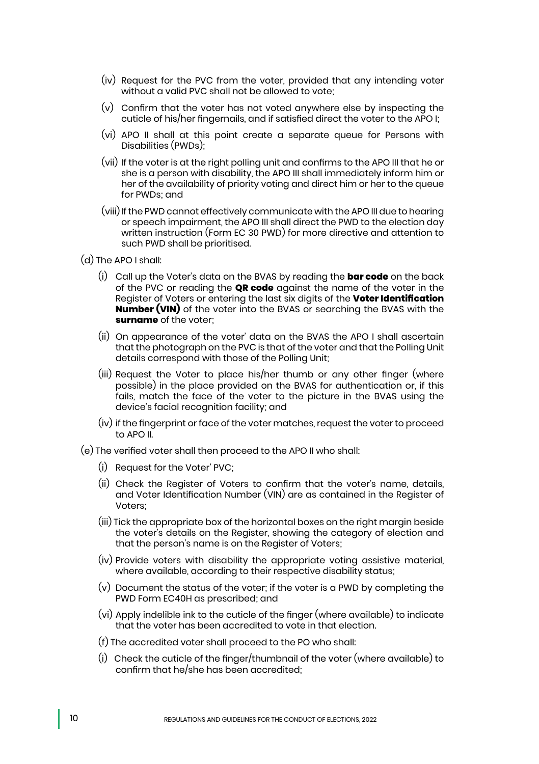(iv) Request for the PVC from the voter, provided that any intending voter without a valid PVC shall not be allowed to vote;

(v) Confirm that the voter has not voted anywhere else by inspecting the cuticle of his/her fingernails, and if satisfied direct the voter to the APO I;

(vi) APO II shall at this point create a separate queue for Persons with Disabilities (PWDs);

(vii) If the voter is at the right polling unit and confirms to the APO III that he or she is a person with disability, the APO III shall immediately inform him or her of the availability of priority voting and direct him or her to the queue for PWDs; and

(viii) If the PWD cannot effectively communicate with the APO III due to hearing or speech impairment, the APO III shall direct the PWD to the election day written instruction (Form EC 30 PWD) for more directive and attention to such PWD shall be prioritised.

(d) The APO I shall:

(i) Call up the Voter's data on the BVAS by reading the **bar code** on the back of the PVC or reading the **QR code** against the name of the voter in the Register of Voters or entering the last six digits of the **Voter Identification Number (VIN)** of the voter into the BVAS or searching the BVAS with the **surname** of the voter;

(ii) On appearance of the voter' data on the BVAS the APO I shall ascertain that the photograph on the PVC is that of the voter and that the Polling Unit details correspond with those of the Polling Unit;

(iii) Request the Voter to place his/her thumb or any other finger (where possible) in the place provided on the BVAS for authentication or, if this fails, match the face of the voter to the picture in the BVAS using the device's facial recognition facility; and

(iv) if the fingerprint or face of the voter matches, request the voter to proceed to APO II.

(e) The verified voter shall then proceed to the APO II who shall:

(i) Request for the Voter' PVC;

(ii) Check the Register of Voters to confirm that the voter's name, details, and Voter Identification Number (VIN) are as contained in the Register of Voters;

(iii) Tick the appropriate box of the horizontal boxes on the right margin beside the voter's details on the Register, showing the category of election and that the person's name is on the Register of Voters;

(iv) Provide voters with disability the appropriate voting assistive material, where available, according to their respective disability status;

(v) Document the status of the voter; if the voter is a PWD by completing the PWD Form EC40H as prescribed; and

(vi) Apply indelible ink to the cuticle of the finger (where available) to indicate that the voter has been accredited to vote in that election.

(f) The accredited voter shall proceed to the PO who shall:

(i) Check the cuticle of the finger/thumbnail of the voter (where available) to confirm that he/she has been accredited;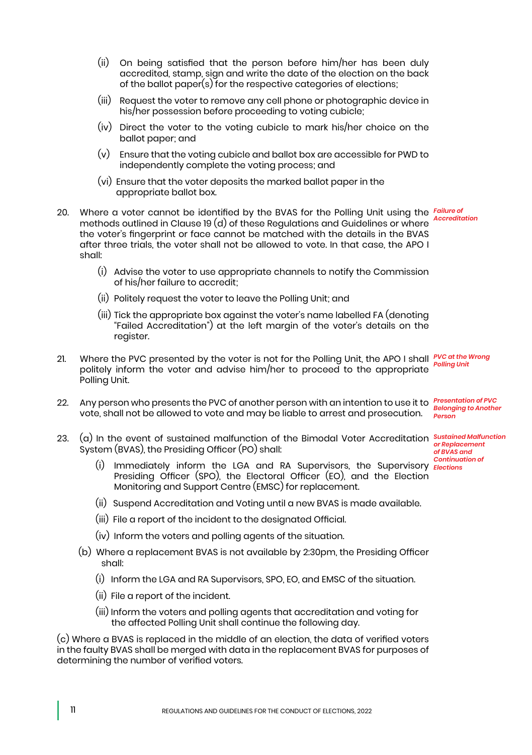(ii) On being satisfied that the person before him/her has been duly accredited, stamp, sign and write the date of the election on the back of the ballot paper(s) for the respective categories of elections;

(iii) Request the voter to remove any cell phone or photographic device in his/her possession before proceeding to voting cubicle;

(iv) Direct the voter to the voting cubicle to mark his/her choice on the ballot paper; and

(v) Ensure that the voting cubicle and ballot box are accessible for PWD to independently complete the voting process; and

(vi) Ensure that the voter deposits the marked ballot paper in the appropriate ballot box.

*Failure of Accreditation*

20. Where a voter cannot be identified by the BVAS for the Polling Unit using the methods outlined in Clause 19 (d) of these Regulations and Guidelines or where the voter's fingerprint or face cannot be matched with the details in the BVAS after three trials, the voter shall not be allowed to vote. In that case, the APO I shall:

(i) Advise the voter to use appropriate channels to notify the Commission of his/her failure to accredit;

(ii) Politely request the voter to leave the Polling Unit; and

(iii) Tick the appropriate box against the voter's name labelled FA (denoting "Failed Accreditation") at the left margin of the voter's details on the register.

*PVC at the Wrong Polling Unit*

21. Where the PVC presented by the voter is not for the Polling Unit, the APO I shall politely inform the voter and advise him/her to proceed to the appropriate Polling Unit.

*Presentation of PVC Belonging to Another Person*

22. Any person who presents the PVC of another person with an intention to use it to vote, shall not be allowed to vote and may be liable to arrest and prosecution.

*Sustained Malfunction or Replacement of BVAS and Continuation of Elections*

23. (a) In the event of sustained malfunction of the Bimodal Voter Accreditation System (BVAS), the Presiding Officer (PO) shall:

(i) Immediately inform the LGA and RA Supervisors, the Supervisory Presiding Officer (SPO), the Electoral Officer (EO), and the Election Monitoring and Support Centre (EMSC) for replacement.

(ii) Suspend Accreditation and Voting until a new BVAS is made available.

(iii) File a report of the incident to the designated Official.

(iv) Inform the voters and polling agents of the situation.

(b) Where a replacement BVAS is not available by 2:30pm, the Presiding Officer shall:

(i) Inform the LGA and RA Supervisors, SPO, EO, and EMSC of the situation.

(ii) File a report of the incident.

(iii) Inform the voters and polling agents that accreditation and voting for the affected Polling Unit shall continue the following day.

(c) Where a BVAS is replaced in the middle of an election, the data of verified voters in the faulty BVAS shall be merged with data in the replacement BVAS for purposes of determining the number of verified voters.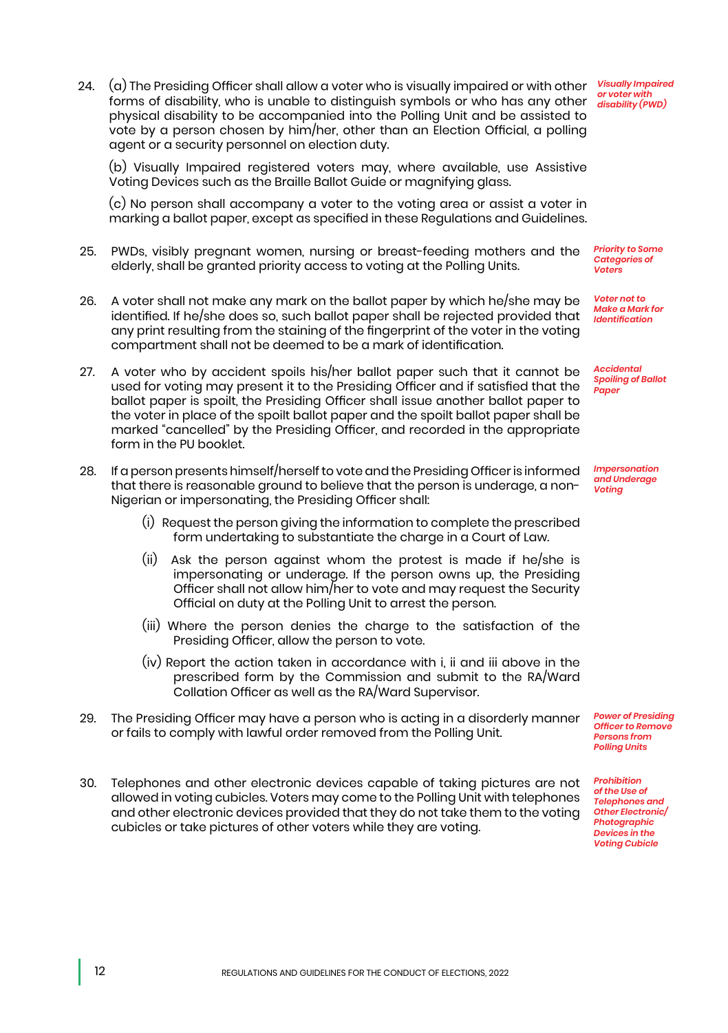24. (a) The Presiding Officer shall allow a voter who is visually impaired or with other forms of disability, who is unable to distinguish symbols or who has any other physical disability to be accompanied into the Polling Unit and be assisted to vote by a person chosen by him/her, other than an Election Official, a polling agent or a security personnel on election duty.

*Visually Impaired or voter with disability (PWD)*

(b) Visually Impaired registered voters may, where available, use Assistive Voting Devices such as the Braille Ballot Guide or magnifying glass.

(c) No person shall accompany a voter to the voting area or assist a voter in marking a ballot paper, except as specified in these Regulations and Guidelines.

25. PWDs, visibly pregnant women, nursing or breast-feeding mothers and the elderly, shall be granted priority access to voting at the Polling Units.

*Priority to Some Categories of Voters*

26. A voter shall not make any mark on the ballot paper by which he/she may be identified. If he/she does so, such ballot paper shall be rejected provided that any print resulting from the staining of the fingerprint of the voter in the voting compartment shall not be deemed to be a mark of identification.

*Voter not to Make a Mark for Identification*

27. A voter who by accident spoils his/her ballot paper such that it cannot be used for voting may present it to the Presiding Officer and if satisfied that the ballot paper is spoilt, the Presiding Officer shall issue another ballot paper to the voter in place of the spoilt ballot paper and the spoilt ballot paper shall be marked "cancelled" by the Presiding Officer, and recorded in the appropriate form in the PU booklet.

*Accidental Spoiling of Ballot Paper*

28. If a person presents himself/herself to vote and the Presiding Officer is informed that there is reasonable ground to believe that the person is underage, a non-Nigerian or impersonating, the Presiding Officer shall:

*Impersonation and Underage Voting*

(i) Request the person giving the information to complete the prescribed form undertaking to substantiate the charge in a Court of Law.

(ii) Ask the person against whom the protest is made if he/she is impersonating or underage. If the person owns up, the Presiding Officer shall not allow him/her to vote and may request the Security Official on duty at the Polling Unit to arrest the person.

(iii) Where the person denies the charge to the satisfaction of the Presiding Officer, allow the person to vote.

(iv) Report the action taken in accordance with i, ii and iii above in the prescribed form by the Commission and submit to the RA/Ward Collation Officer as well as the RA/Ward Supervisor.

29. The Presiding Officer may have a person who is acting in a disorderly manner or fails to comply with lawful order removed from the Polling Unit.

*Power of Presiding Officer to Remove Persons from Polling Units*

30. Telephones and other electronic devices capable of taking pictures are not allowed in voting cubicles. Voters may come to the Polling Unit with telephones and other electronic devices provided that they do not take them to the voting cubicles or take pictures of other voters while they are voting.

*Prohibition of the Use of Telephones and Other Electronic/ Photographic Devices in the Voting Cubicle*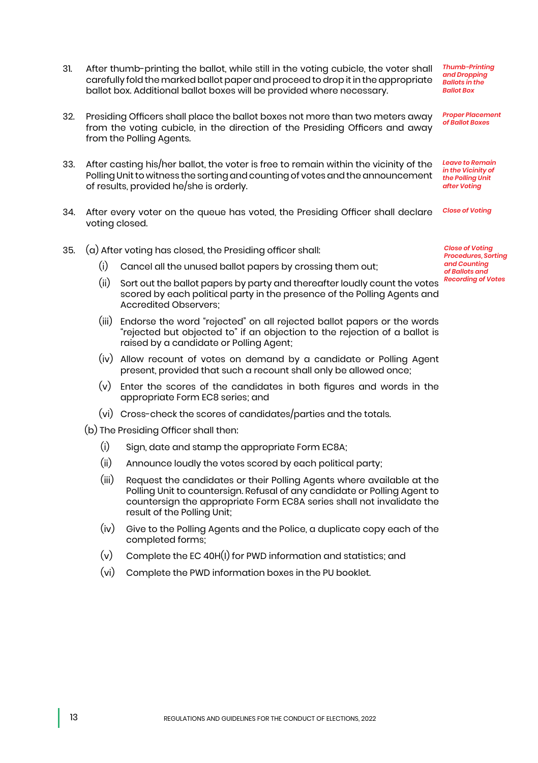31. After thumb-printing the ballot, while still in the voting cubicle, the voter shall carefully fold the marked ballot paper and proceed to drop it in the appropriate ballot box. Additional ballot boxes will be provided where necessary.

*Thumb-Printing and Dropping Ballots in the Ballot Box*

32. Presiding Officers shall place the ballot boxes not more than two meters away from the voting cubicle, in the direction of the Presiding Officers and away from the Polling Agents.

*Proper Placement of Ballot Boxes*

33. After casting his/her ballot, the voter is free to remain within the vicinity of the Polling Unit to witness the sorting and counting of votes and the announcement of results, provided he/she is orderly.

*Leave to Remain in the Vicinity of the Polling Unit after Voting*

34. After every voter on the queue has voted, the Presiding Officer shall declare voting closed.

*Close of Voting*

35. (a) After voting has closed, the Presiding officer shall:

*Close of Voting Procedures, Sorting and Counting of Ballots and Recording of Votes*

(i) Cancel all the unused ballot papers by crossing them out;

(ii) Sort out the ballot papers by party and thereafter loudly count the votes scored by each political party in the presence of the Polling Agents and Accredited Observers;

(iii) Endorse the word "rejected" on all rejected ballot papers or the words "rejected but objected to" if an objection to the rejection of a ballot is raised by a candidate or Polling Agent;

(iv) Allow recount of votes on demand by a candidate or Polling Agent present, provided that such a recount shall only be allowed once;

(v) Enter the scores of the candidates in both figures and words in the appropriate Form EC8 series; and

(vi) Cross-check the scores of candidates/parties and the totals.

(b) The Presiding Officer shall then:

(i) Sign, date and stamp the appropriate Form EC8A;

(ii) Announce loudly the votes scored by each political party;

(iii) Request the candidates or their Polling Agents where available at the Polling Unit to countersign. Refusal of any candidate or Polling Agent to countersign the appropriate Form EC8A series shall not invalidate the result of the Polling Unit;

(iv) Give to the Polling Agents and the Police, a duplicate copy each of the completed forms;

(v) Complete the EC 40H(I) for PWD information and statistics; and

(vi) Complete the PWD information boxes in the PU booklet.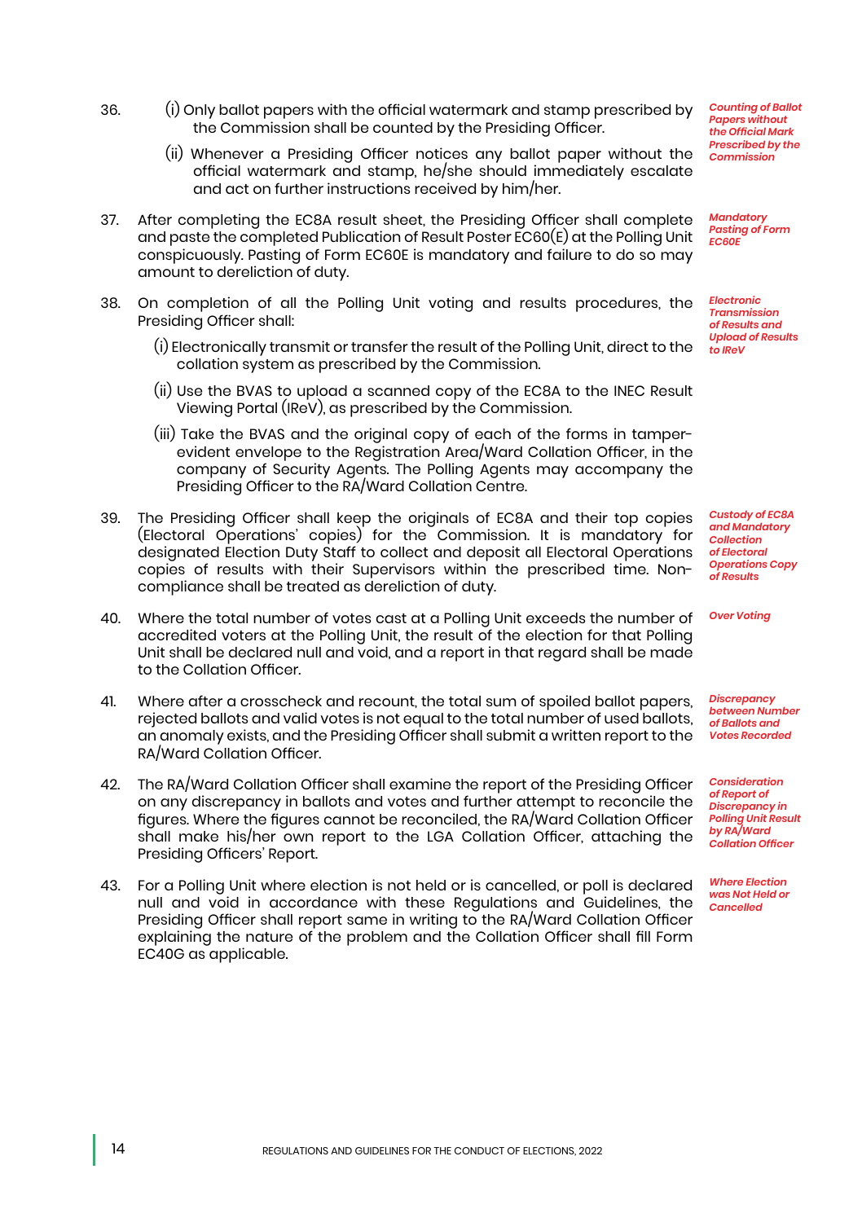36. *Counting of Ballot Papers without the Official Mark Prescribed by the Commission*

    (i) Only ballot papers with the official watermark and stamp prescribed by the Commission shall be counted by the Presiding Officer.

    (ii) Whenever a Presiding Officer notices any ballot paper without the official watermark and stamp, he/she should immediately escalate and act on further instructions received by him/her.

37. *Mandatory Pasting of Form EC60E*

    After completing the EC8A result sheet, the Presiding Officer shall complete and paste the completed Publication of Result Poster EC60(E) at the Polling Unit conspicuously. Pasting of Form EC60E is mandatory and failure to do so may amount to dereliction of duty.

38. *Electronic Transmission of Results and Upload of Results to IReV*

    On completion of all the Polling Unit voting and results procedures, the Presiding Officer shall:

    (i) Electronically transmit or transfer the result of the Polling Unit, direct to the collation system as prescribed by the Commission.

    (ii) Use the BVAS to upload a scanned copy of the EC8A to the INEC Result Viewing Portal (IReV), as prescribed by the Commission.

    (iii) Take the BVAS and the original copy of each of the forms in tamper-evident envelope to the Registration Area/Ward Collation Officer, in the company of Security Agents. The Polling Agents may accompany the Presiding Officer to the RA/Ward Collation Centre.

39. *Custody of EC8A and Mandatory Collection of Electoral Operations Copy of Results*

    The Presiding Officer shall keep the originals of EC8A and their top copies (Electoral Operations' copies) for the Commission. It is mandatory for designated Election Duty Staff to collect and deposit all Electoral Operations copies of results with their Supervisors within the prescribed time. Non-compliance shall be treated as dereliction of duty.

40. *Over Voting*

    Where the total number of votes cast at a Polling Unit exceeds the number of accredited voters at the Polling Unit, the result of the election for that Polling Unit shall be declared null and void, and a report in that regard shall be made to the Collation Officer.

41. *Discrepancy between Number of Ballots and Votes Recorded*

    Where after a crosscheck and recount, the total sum of spoiled ballot papers, rejected ballots and valid votes is not equal to the total number of used ballots, an anomaly exists, and the Presiding Officer shall submit a written report to the RA/Ward Collation Officer.

42. *Consideration of Report of Discrepancy in Polling Unit Result by RA/Ward Collation Officer*

    The RA/Ward Collation Officer shall examine the report of the Presiding Officer on any discrepancy in ballots and votes and further attempt to reconcile the figures. Where the figures cannot be reconciled, the RA/Ward Collation Officer shall make his/her own report to the LGA Collation Officer, attaching the Presiding Officers' Report.

43. *Where Election was Not Held or Cancelled*

    For a Polling Unit where election is not held or is cancelled, or poll is declared null and void in accordance with these Regulations and Guidelines, the Presiding Officer shall report same in writing to the RA/Ward Collation Officer explaining the nature of the problem and the Collation Officer shall fill Form EC40G as applicable.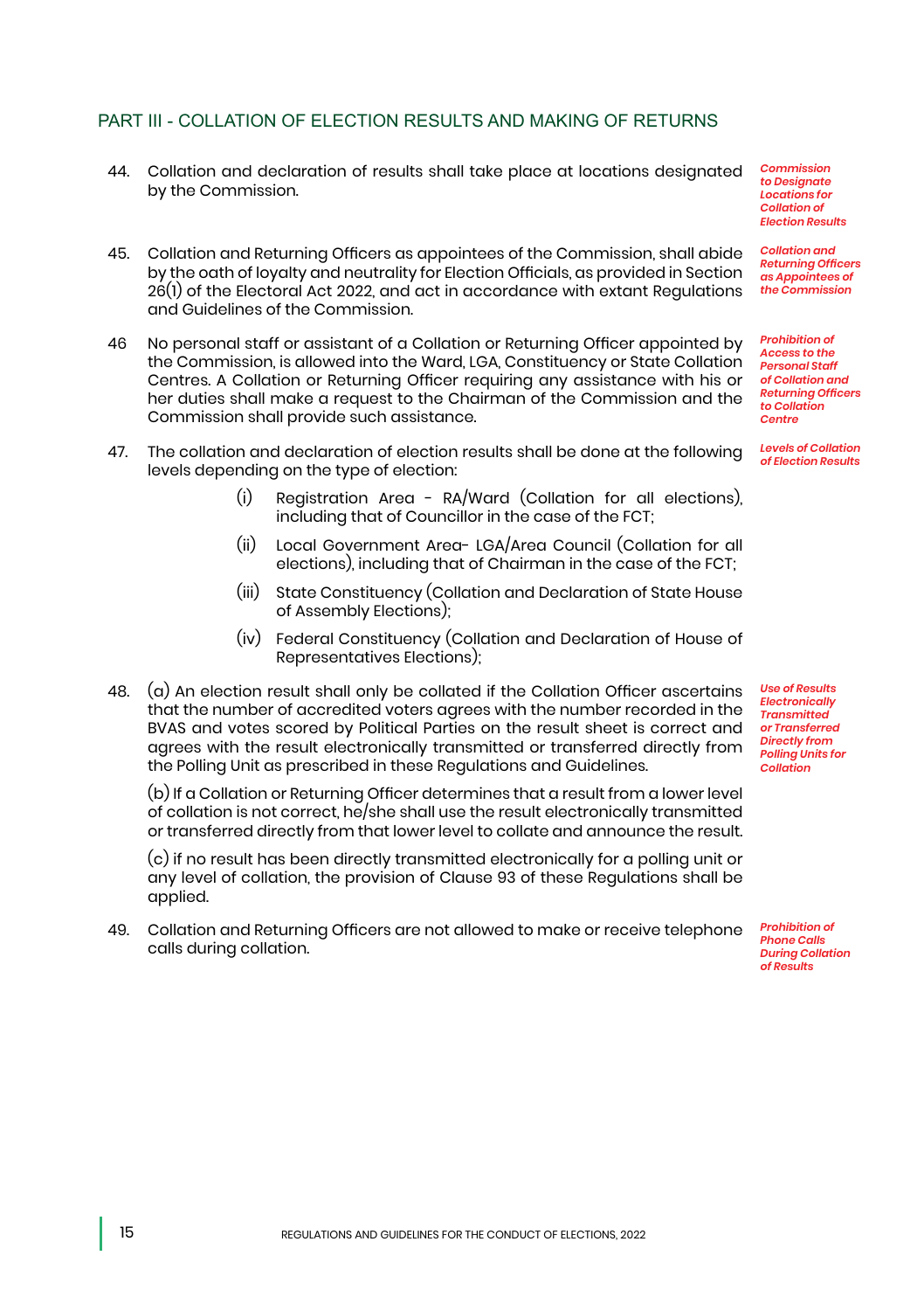## PART III - COLLATION OF ELECTION RESULTS AND MAKING OF RETURNS

44. Collation and declaration of results shall take place at locations designated by the Commission.

*Commission to Designate Locations for Collation of Election Results*

45. Collation and Returning Officers as appointees of the Commission, shall abide by the oath of loyalty and neutrality for Election Officials, as provided in Section 26(1) of the Electoral Act 2022, and act in accordance with extant Regulations and Guidelines of the Commission.

*Collation and Returning Officers as Appointees of the Commission*

46 No personal staff or assistant of a Collation or Returning Officer appointed by the Commission, is allowed into the Ward, LGA, Constituency or State Collation Centres. A Collation or Returning Officer requiring any assistance with his or her duties shall make a request to the Chairman of the Commission and the Commission shall provide such assistance.

*Prohibition of Access to the Personal Staff of Collation and Returning Officers to Collation Centre*

47. The collation and declaration of election results shall be done at the following levels depending on the type of election:

*Levels of Collation of Election Results*

   (i) Registration Area - RA/Ward (Collation for all elections), including that of Councillor in the case of the FCT;

   (ii) Local Government Area- LGA/Area Council (Collation for all elections), including that of Chairman in the case of the FCT;

   (iii) State Constituency (Collation and Declaration of State House of Assembly Elections);

   (iv) Federal Constituency (Collation and Declaration of House of Representatives Elections);

48. (a) An election result shall only be collated if the Collation Officer ascertains that the number of accredited voters agrees with the number recorded in the BVAS and votes scored by Political Parties on the result sheet is correct and agrees with the result electronically transmitted or transferred directly from the Polling Unit as prescribed in these Regulations and Guidelines.

*Use of Results Electronically Transmitted or Transferred Directly from Polling Units for Collation*

   (b) If a Collation or Returning Officer determines that a result from a lower level of collation is not correct, he/she shall use the result electronically transmitted or transferred directly from that lower level to collate and announce the result.

   (c) if no result has been directly transmitted electronically for a polling unit or any level of collation, the provision of Clause 93 of these Regulations shall be applied.

49. Collation and Returning Officers are not allowed to make or receive telephone calls during collation.

*Prohibition of Phone Calls During Collation of Results*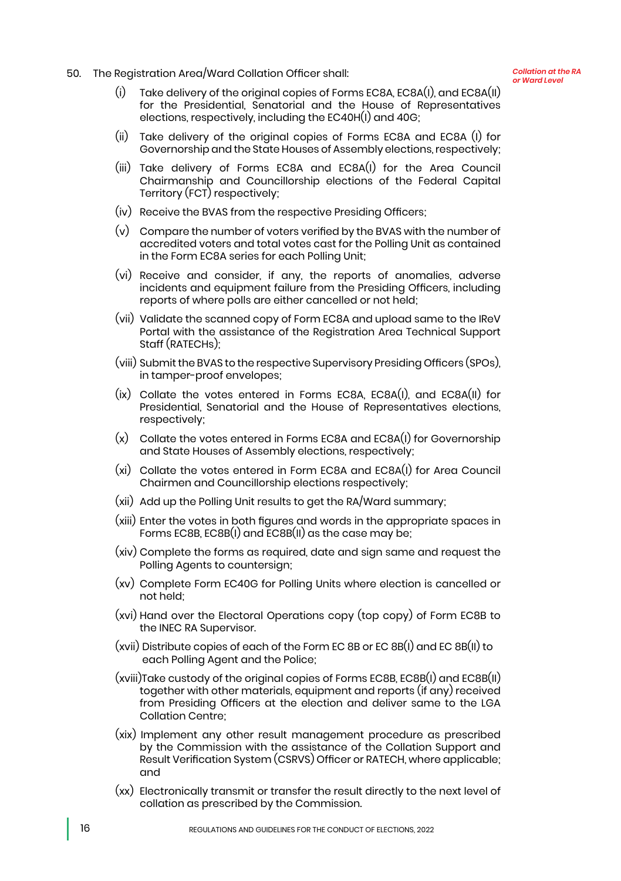*Collation at the RA or Ward Level*

50. The Registration Area/Ward Collation Officer shall:

    (i) Take delivery of the original copies of Forms EC8A, EC8A(I), and EC8A(II) for the Presidential, Senatorial and the House of Representatives elections, respectively, including the EC40H(I) and 40G;

    (ii) Take delivery of the original copies of Forms EC8A and EC8A (I) for Governorship and the State Houses of Assembly elections, respectively;

    (iii) Take delivery of Forms EC8A and EC8A(I) for the Area Council Chairmanship and Councillorship elections of the Federal Capital Territory (FCT) respectively;

    (iv) Receive the BVAS from the respective Presiding Officers;

    (v) Compare the number of voters verified by the BVAS with the number of accredited voters and total votes cast for the Polling Unit as contained in the Form EC8A series for each Polling Unit;

    (vi) Receive and consider, if any, the reports of anomalies, adverse incidents and equipment failure from the Presiding Officers, including reports of where polls are either cancelled or not held;

    (vii) Validate the scanned copy of Form EC8A and upload same to the IReV Portal with the assistance of the Registration Area Technical Support Staff (RATECHs);

    (viii) Submit the BVAS to the respective Supervisory Presiding Officers (SPOs), in tamper-proof envelopes;

    (ix) Collate the votes entered in Forms EC8A, EC8A(I), and EC8A(II) for Presidential, Senatorial and the House of Representatives elections, respectively;

    (x) Collate the votes entered in Forms EC8A and EC8A(I) for Governorship and State Houses of Assembly elections, respectively;

    (xi) Collate the votes entered in Form EC8A and EC8A(I) for Area Council Chairmen and Councillorship elections respectively;

    (xii) Add up the Polling Unit results to get the RA/Ward summary;

    (xiii) Enter the votes in both figures and words in the appropriate spaces in Forms EC8B, EC8B(I) and EC8B(II) as the case may be;

    (xiv) Complete the forms as required, date and sign same and request the Polling Agents to countersign;

    (xv) Complete Form EC40G for Polling Units where election is cancelled or not held;

    (xvi) Hand over the Electoral Operations copy (top copy) of Form EC8B to the INEC RA Supervisor.

    (xvii) Distribute copies of each of the Form EC 8B or EC 8B(I) and EC 8B(II) to each Polling Agent and the Police;

    (xviii) Take custody of the original copies of Forms EC8B, EC8B(I) and EC8B(II) together with other materials, equipment and reports (if any) received from Presiding Officers at the election and deliver same to the LGA Collation Centre;

    (xix) Implement any other result management procedure as prescribed by the Commission with the assistance of the Collation Support and Result Verification System (CSRVS) Officer or RATECH, where applicable; and

    (xx) Electronically transmit or transfer the result directly to the next level of collation as prescribed by the Commission.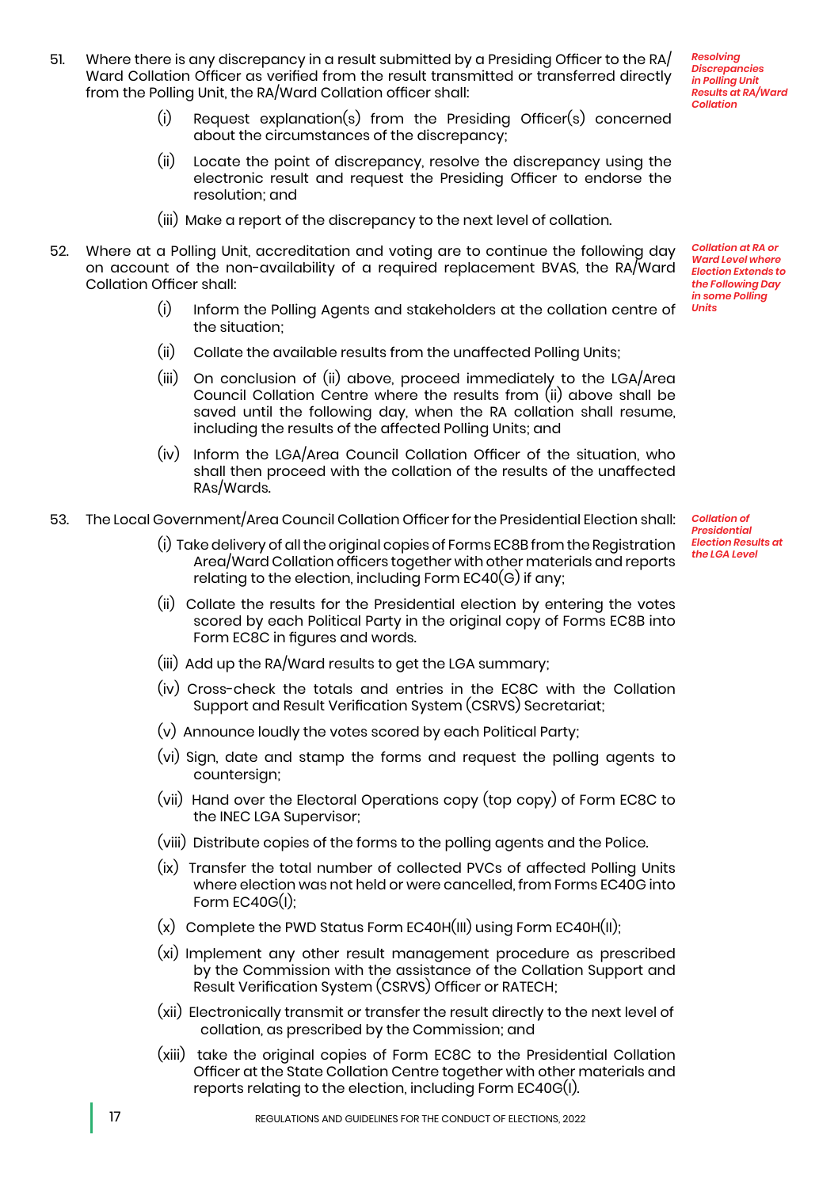51. Where there is any discrepancy in a result submitted by a Presiding Officer to the RA/Ward Collation Officer as verified from the result transmitted or transferred directly from the Polling Unit, the RA/Ward Collation officer shall:

*Resolving Discrepancies in Polling Unit Results at RA/Ward Collation*

   (i) Request explanation(s) from the Presiding Officer(s) concerned about the circumstances of the discrepancy;

   (ii) Locate the point of discrepancy, resolve the discrepancy using the electronic result and request the Presiding Officer to endorse the resolution; and

   (iii) Make a report of the discrepancy to the next level of collation.

52. Where at a Polling Unit, accreditation and voting are to continue the following day on account of the non-availability of a required replacement BVAS, the RA/Ward Collation Officer shall:

*Collation at RA or Ward Level where Election Extends to the Following Day in some Polling Units*

   (i) Inform the Polling Agents and stakeholders at the collation centre of the situation;

   (ii) Collate the available results from the unaffected Polling Units;

   (iii) On conclusion of (ii) above, proceed immediately to the LGA/Area Council Collation Centre where the results from (ii) above shall be saved until the following day, when the RA collation shall resume, including the results of the affected Polling Units; and

   (iv) Inform the LGA/Area Council Collation Officer of the situation, who shall then proceed with the collation of the results of the unaffected RAs/Wards.

53. The Local Government/Area Council Collation Officer for the Presidential Election shall:

*Collation of Presidential Election Results at the LGA Level*

   (i) Take delivery of all the original copies of Forms EC8B from the Registration Area/Ward Collation officers together with other materials and reports relating to the election, including Form EC40(G) if any;

   (ii) Collate the results for the Presidential election by entering the votes scored by each Political Party in the original copy of Forms EC8B into Form EC8C in figures and words.

   (iii) Add up the RA/Ward results to get the LGA summary;

   (iv) Cross-check the totals and entries in the EC8C with the Collation Support and Result Verification System (CSRVS) Secretariat;

   (v) Announce loudly the votes scored by each Political Party;

   (vi) Sign, date and stamp the forms and request the polling agents to countersign;

   (vii) Hand over the Electoral Operations copy (top copy) of Form EC8C to the INEC LGA Supervisor;

   (viii) Distribute copies of the forms to the polling agents and the Police.

   (ix) Transfer the total number of collected PVCs of affected Polling Units where election was not held or were cancelled, from Forms EC40G into Form EC40G(I);

   (x) Complete the PWD Status Form EC40H(III) using Form EC40H(II);

   (xi) Implement any other result management procedure as prescribed by the Commission with the assistance of the Collation Support and Result Verification System (CSRVS) Officer or RATECH;

   (xii) Electronically transmit or transfer the result directly to the next level of collation, as prescribed by the Commission; and

   (xiii) take the original copies of Form EC8C to the Presidential Collation Officer at the State Collation Centre together with other materials and reports relating to the election, including Form EC40G(I).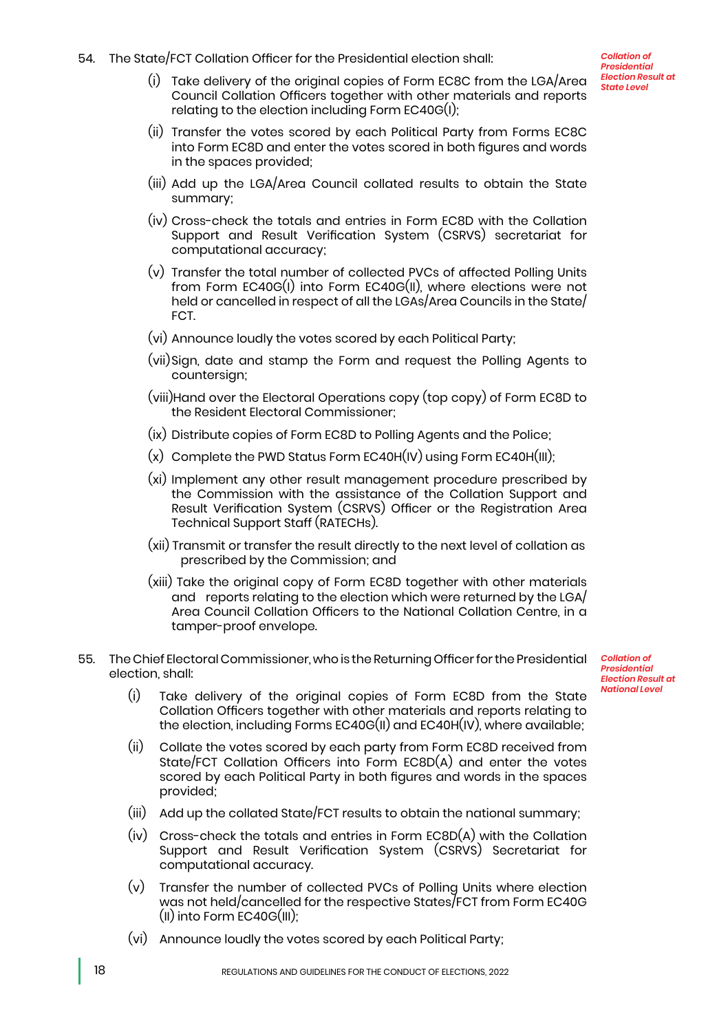54. The State/FCT Collation Officer for the Presidential election shall:

*Collation of Presidential Election Result at State Level*

(i) Take delivery of the original copies of Form EC8C from the LGA/Area Council Collation Officers together with other materials and reports relating to the election including Form EC40G(I);

(ii) Transfer the votes scored by each Political Party from Forms EC8C into Form EC8D and enter the votes scored in both figures and words in the spaces provided;

(iii) Add up the LGA/Area Council collated results to obtain the State summary;

(iv) Cross-check the totals and entries in Form EC8D with the Collation Support and Result Verification System (CSRVS) secretariat for computational accuracy;

(v) Transfer the total number of collected PVCs of affected Polling Units from Form EC40G(I) into Form EC40G(II), where elections were not held or cancelled in respect of all the LGAs/Area Councils in the State/ FCT.

(vi) Announce loudly the votes scored by each Political Party;

(vii) Sign, date and stamp the Form and request the Polling Agents to countersign;

(viii) Hand over the Electoral Operations copy (top copy) of Form EC8D to the Resident Electoral Commissioner;

(ix) Distribute copies of Form EC8D to Polling Agents and the Police;

(x) Complete the PWD Status Form EC40H(IV) using Form EC40H(III);

(xi) Implement any other result management procedure prescribed by the Commission with the assistance of the Collation Support and Result Verification System (CSRVS) Officer or the Registration Area Technical Support Staff (RATECHs).

(xii) Transmit or transfer the result directly to the next level of collation as prescribed by the Commission; and

(xiii) Take the original copy of Form EC8D together with other materials and reports relating to the election which were returned by the LGA/ Area Council Collation Officers to the National Collation Centre, in a tamper-proof envelope.

55. The Chief Electoral Commissioner, who is the Returning Officer for the Presidential election, shall:

*Collation of Presidential Election Result at National Level*

(i) Take delivery of the original copies of Form EC8D from the State Collation Officers together with other materials and reports relating to the election, including Forms EC40G(II) and EC40H(IV), where available;

(ii) Collate the votes scored by each party from Form EC8D received from State/FCT Collation Officers into Form EC8D(A) and enter the votes scored by each Political Party in both figures and words in the spaces provided;

(iii) Add up the collated State/FCT results to obtain the national summary;

(iv) Cross-check the totals and entries in Form EC8D(A) with the Collation Support and Result Verification System (CSRVS) Secretariat for computational accuracy.

(v) Transfer the number of collected PVCs of Polling Units where election was not held/cancelled for the respective States/FCT from Form EC40G (II) into Form EC40G(III);

(vi) Announce loudly the votes scored by each Political Party;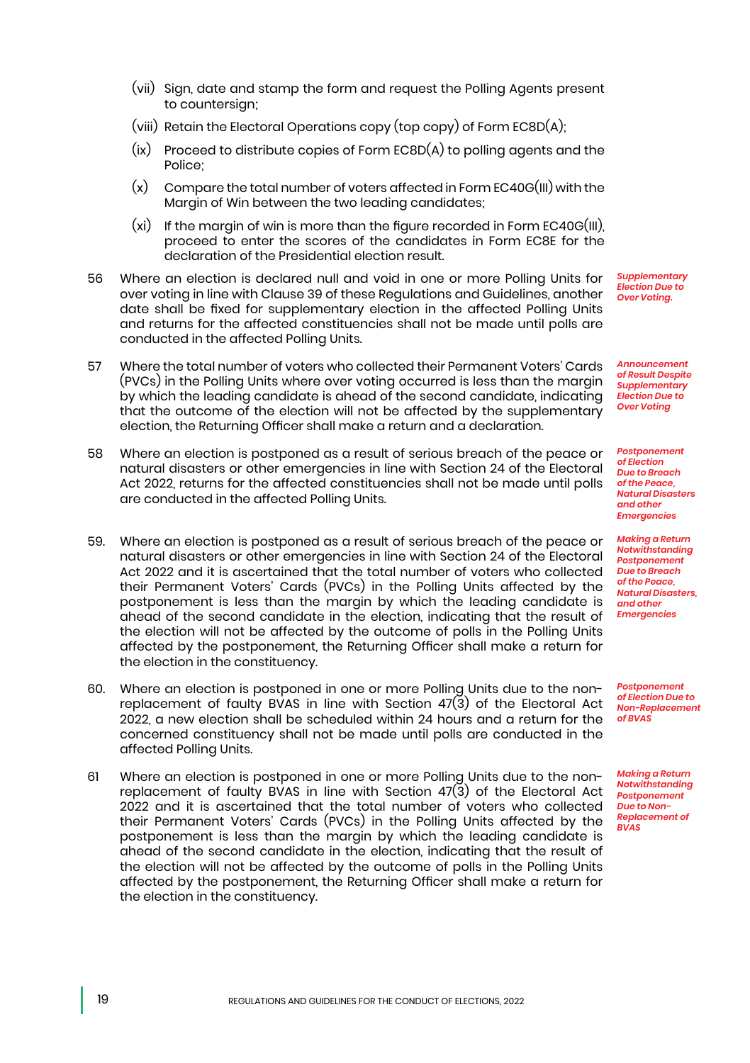(vii) Sign, date and stamp the form and request the Polling Agents present to countersign;

(viii) Retain the Electoral Operations copy (top copy) of Form EC8D(A);

(ix) Proceed to distribute copies of Form EC8D(A) to polling agents and the Police;

(x) Compare the total number of voters affected in Form EC40G(III) with the Margin of Win between the two leading candidates;

(xi) If the margin of win is more than the figure recorded in Form EC40G(III), proceed to enter the scores of the candidates in Form EC8E for the declaration of the Presidential election result.

56 Where an election is declared null and void in one or more Polling Units for over voting in line with Clause 39 of these Regulations and Guidelines, another date shall be fixed for supplementary election in the affected Polling Units and returns for the affected constituencies shall not be made until polls are conducted in the affected Polling Units.

*Supplementary Election Due to Over Voting.*

57 Where the total number of voters who collected their Permanent Voters' Cards (PVCs) in the Polling Units where over voting occurred is less than the margin by which the leading candidate is ahead of the second candidate, indicating that the outcome of the election will not be affected by the supplementary election, the Returning Officer shall make a return and a declaration.

*Announcement of Result Despite Supplementary Election Due to Over Voting*

58 Where an election is postponed as a result of serious breach of the peace or natural disasters or other emergencies in line with Section 24 of the Electoral Act 2022, returns for the affected constituencies shall not be made until polls are conducted in the affected Polling Units.

*Postponement of Election Due to Breach of the Peace, Natural Disasters and other Emergencies*

59. Where an election is postponed as a result of serious breach of the peace or natural disasters or other emergencies in line with Section 24 of the Electoral Act 2022 and it is ascertained that the total number of voters who collected their Permanent Voters' Cards (PVCs) in the Polling Units affected by the postponement is less than the margin by which the leading candidate is ahead of the second candidate in the election, indicating that the result of the election will not be affected by the outcome of polls in the Polling Units affected by the postponement, the Returning Officer shall make a return for the election in the constituency.

*Making a Return Notwithstanding Postponement Due to Breach of the Peace, Natural Disasters, and other Emergencies*

60. Where an election is postponed in one or more Polling Units due to the non-replacement of faulty BVAS in line with Section 47(3) of the Electoral Act 2022, a new election shall be scheduled within 24 hours and a return for the concerned constituency shall not be made until polls are conducted in the affected Polling Units.

*Postponement of Election Due to Non-Replacement of BVAS*

61 Where an election is postponed in one or more Polling Units due to the non-replacement of faulty BVAS in line with Section 47(3) of the Electoral Act 2022 and it is ascertained that the total number of voters who collected their Permanent Voters' Cards (PVCs) in the Polling Units affected by the postponement is less than the margin by which the leading candidate is ahead of the second candidate in the election, indicating that the result of the election will not be affected by the outcome of polls in the Polling Units affected by the postponement, the Returning Officer shall make a return for the election in the constituency.

*Making a Return Notwithstanding Postponement Due to Non-Replacement of BVAS*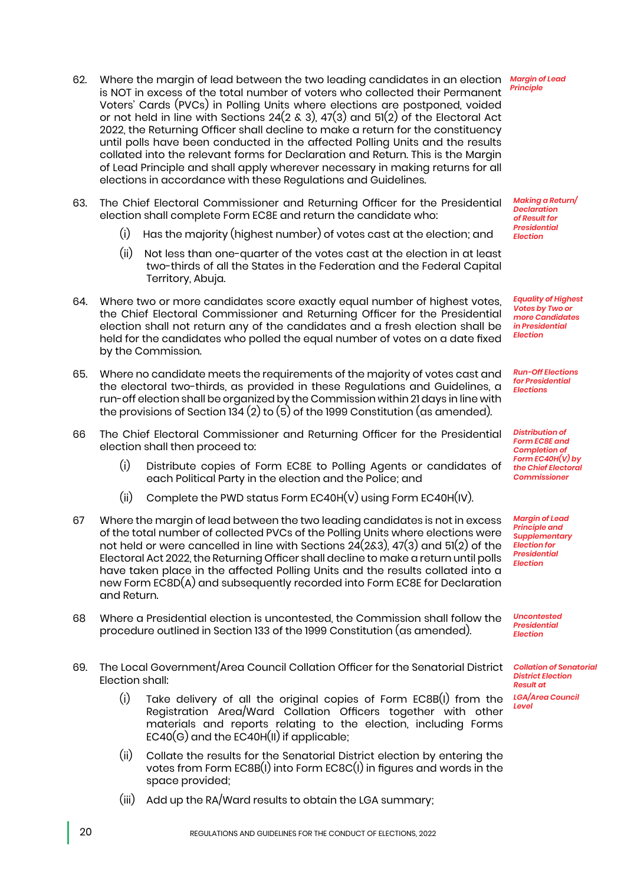62. Where the margin of lead between the two leading candidates in an election is NOT in excess of the total number of voters who collected their Permanent Voters' Cards (PVCs) in Polling Units where elections are postponed, voided or not held in line with Sections 24(2 & 3), 47(3) and 51(2) of the Electoral Act 2022, the Returning Officer shall decline to make a return for the constituency until polls have been conducted in the affected Polling Units and the results collated into the relevant forms for Declaration and Return. This is the Margin of Lead Principle and shall apply wherever necessary in making returns for all elections in accordance with these Regulations and Guidelines. *Margin of Lead Principle*

63. The Chief Electoral Commissioner and Returning Officer for the Presidential election shall complete Form EC8E and return the candidate who: *Making a Return/ Declaration of Result for Presidential Election*
    - (i) Has the majority (highest number) of votes cast at the election; and
    - (ii) Not less than one-quarter of the votes cast at the election in at least two-thirds of all the States in the Federation and the Federal Capital Territory, Abuja.

64. Where two or more candidates score exactly equal number of highest votes, the Chief Electoral Commissioner and Returning Officer for the Presidential election shall not return any of the candidates and a fresh election shall be held for the candidates who polled the equal number of votes on a date fixed by the Commission. *Equality of Highest Votes by Two or more Candidates in Presidential Election*

65. Where no candidate meets the requirements of the majority of votes cast and the electoral two-thirds, as provided in these Regulations and Guidelines, a run-off election shall be organized by the Commission within 21 days in line with the provisions of Section 134 (2) to (5) of the 1999 Constitution (as amended). *Run-Off Elections for Presidential Elections*

66 The Chief Electoral Commissioner and Returning Officer for the Presidential election shall then proceed to: *Distribution of Form EC8E and Completion of Form EC40H(V) by the Chief Electoral Commissioner*
    - (i) Distribute copies of Form EC8E to Polling Agents or candidates of each Political Party in the election and the Police; and
    - (ii) Complete the PWD status Form EC40H(V) using Form EC40H(IV).

67 Where the margin of lead between the two leading candidates is not in excess of the total number of collected PVCs of the Polling Units where elections were not held or were cancelled in line with Sections 24(2&3), 47(3) and 51(2) of the Electoral Act 2022, the Returning Officer shall decline to make a return until polls have taken place in the affected Polling Units and the results collated into a new Form EC8D(A) and subsequently recorded into Form EC8E for Declaration and Return. *Margin of Lead Principle and Supplementary Election for Presidential Election*

68 Where a Presidential election is uncontested, the Commission shall follow the procedure outlined in Section 133 of the 1999 Constitution (as amended). *Uncontested Presidential Election*

69. The Local Government/Area Council Collation Officer for the Senatorial District Election shall: *Collation of Senatorial District Election Result at LGA/Area Council Level*
    - (i) Take delivery of all the original copies of Form EC8B(I) from the Registration Area/Ward Collation Officers together with other materials and reports relating to the election, including Forms EC40(G) and the EC40H(II) if applicable;
    - (ii) Collate the results for the Senatorial District election by entering the votes from Form EC8B(I) into Form EC8C(I) in figures and words in the space provided;
    - (iii) Add up the RA/Ward results to obtain the LGA summary;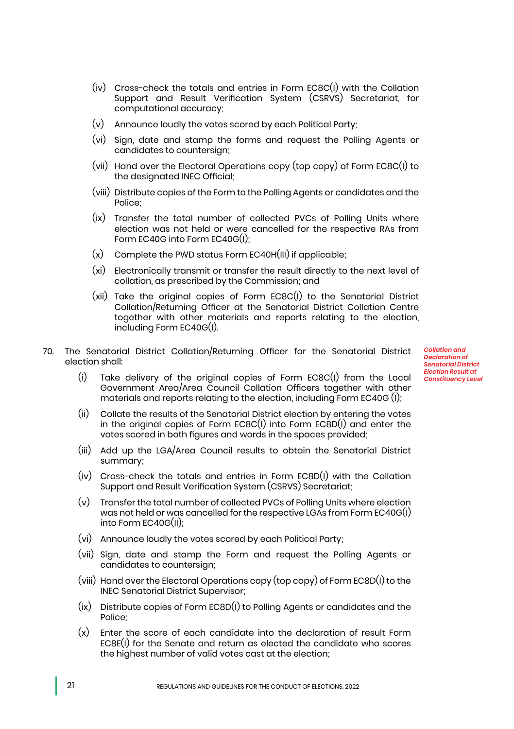(iv) Cross-check the totals and entries in Form EC8C(I) with the Collation Support and Result Verification System (CSRVS) Secretariat, for computational accuracy;

(v) Announce loudly the votes scored by each Political Party;

(vi) Sign, date and stamp the forms and request the Polling Agents or candidates to countersign;

(vii) Hand over the Electoral Operations copy (top copy) of Form EC8C(I) to the designated INEC Official;

(viii) Distribute copies of the Form to the Polling Agents or candidates and the Police;

(ix) Transfer the total number of collected PVCs of Polling Units where election was not held or were cancelled for the respective RAs from Form EC40G into Form EC40G(I);

(x) Complete the PWD status Form EC40H(III) if applicable;

(xi) Electronically transmit or transfer the result directly to the next level of collation, as prescribed by the Commission; and

(xii) Take the original copies of Form EC8C(I) to the Senatorial District Collation/Returning Officer at the Senatorial District Collation Centre together with other materials and reports relating to the election, including Form EC40G(I).

***Collation and Declaration of Senatorial District Election Result at Constituency Level***

70. The Senatorial District Collation/Returning Officer for the Senatorial District election shall:

(i) Take delivery of the original copies of Form EC8C(I) from the Local Government Area/Area Council Collation Officers together with other materials and reports relating to the election, including Form EC40G (I);

(ii) Collate the results of the Senatorial District election by entering the votes in the original copies of Form EC8C(I) into Form EC8D(I) and enter the votes scored in both figures and words in the spaces provided;

(iii) Add up the LGA/Area Council results to obtain the Senatorial District summary;

(iv) Cross-check the totals and entries in Form EC8D(I) with the Collation Support and Result Verification System (CSRVS) Secretariat;

(v) Transfer the total number of collected PVCs of Polling Units where election was not held or was cancelled for the respective LGAs from Form EC40G(I) into Form EC40G(II);

(vi) Announce loudly the votes scored by each Political Party;

(vii) Sign, date and stamp the Form and request the Polling Agents or candidates to countersign;

(viii) Hand over the Electoral Operations copy (top copy) of Form EC8D(I) to the INEC Senatorial District Supervisor;

(ix) Distribute copies of Form EC8D(I) to Polling Agents or candidates and the Police;

(x) Enter the score of each candidate into the declaration of result Form EC8E(I) for the Senate and return as elected the candidate who scores the highest number of valid votes cast at the election;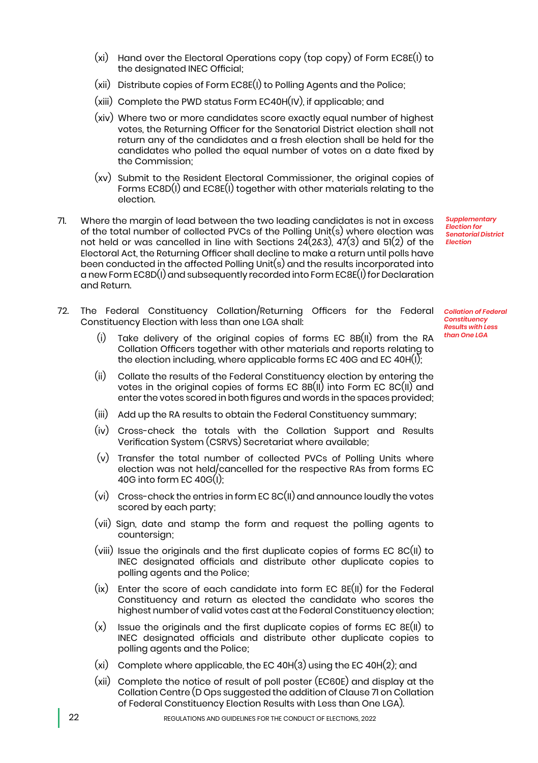(xi) Hand over the Electoral Operations copy (top copy) of Form EC8E(I) to the designated INEC Official;

(xii) Distribute copies of Form EC8E(I) to Polling Agents and the Police;

(xiii) Complete the PWD status Form EC40H(IV), if applicable; and

(xiv) Where two or more candidates score exactly equal number of highest votes, the Returning Officer for the Senatorial District election shall not return any of the candidates and a fresh election shall be held for the candidates who polled the equal number of votes on a date fixed by the Commission;

(xv) Submit to the Resident Electoral Commissioner, the original copies of Forms EC8D(I) and EC8E(I) together with other materials relating to the election.

*Supplementary Election for Senatorial District Election*

71. Where the margin of lead between the two leading candidates is not in excess of the total number of collected PVCs of the Polling Unit(s) where election was not held or was cancelled in line with Sections 24(2&3), 47(3) and 51(2) of the Electoral Act, the Returning Officer shall decline to make a return until polls have been conducted in the affected Polling Unit(s) and the results incorporated into a new Form EC8D(I) and subsequently recorded into Form EC8E(I) for Declaration and Return.

*Collation of Federal Constituency Results with Less than One LGA*

72. The Federal Constituency Collation/Returning Officers for the Federal Constituency Election with less than one LGA shall:

(i) Take delivery of the original copies of forms EC 8B(II) from the RA Collation Officers together with other materials and reports relating to the election including, where applicable forms EC 40G and EC 40H(I);

(ii) Collate the results of the Federal Constituency election by entering the votes in the original copies of forms EC 8B(II) into Form EC 8C(II) and enter the votes scored in both figures and words in the spaces provided;

(iii) Add up the RA results to obtain the Federal Constituency summary;

(iv) Cross-check the totals with the Collation Support and Results Verification System (CSRVS) Secretariat where available;

(v) Transfer the total number of collected PVCs of Polling Units where election was not held/cancelled for the respective RAs from forms EC 40G into form EC 40G(I);

(vi) Cross-check the entries in form EC 8C(II) and announce loudly the votes scored by each party;

(vii) Sign, date and stamp the form and request the polling agents to countersign;

(viii) Issue the originals and the first duplicate copies of forms EC 8C(II) to INEC designated officials and distribute other duplicate copies to polling agents and the Police;

(ix) Enter the score of each candidate into form EC 8E(II) for the Federal Constituency and return as elected the candidate who scores the highest number of valid votes cast at the Federal Constituency election;

(x) Issue the originals and the first duplicate copies of forms EC 8E(II) to INEC designated officials and distribute other duplicate copies to polling agents and the Police;

(xi) Complete where applicable, the EC 40H(3) using the EC 40H(2); and

(xii) Complete the notice of result of poll poster (EC60E) and display at the Collation Centre (D Ops suggested the addition of Clause 71 on Collation of Federal Constituency Election Results with Less than One LGA).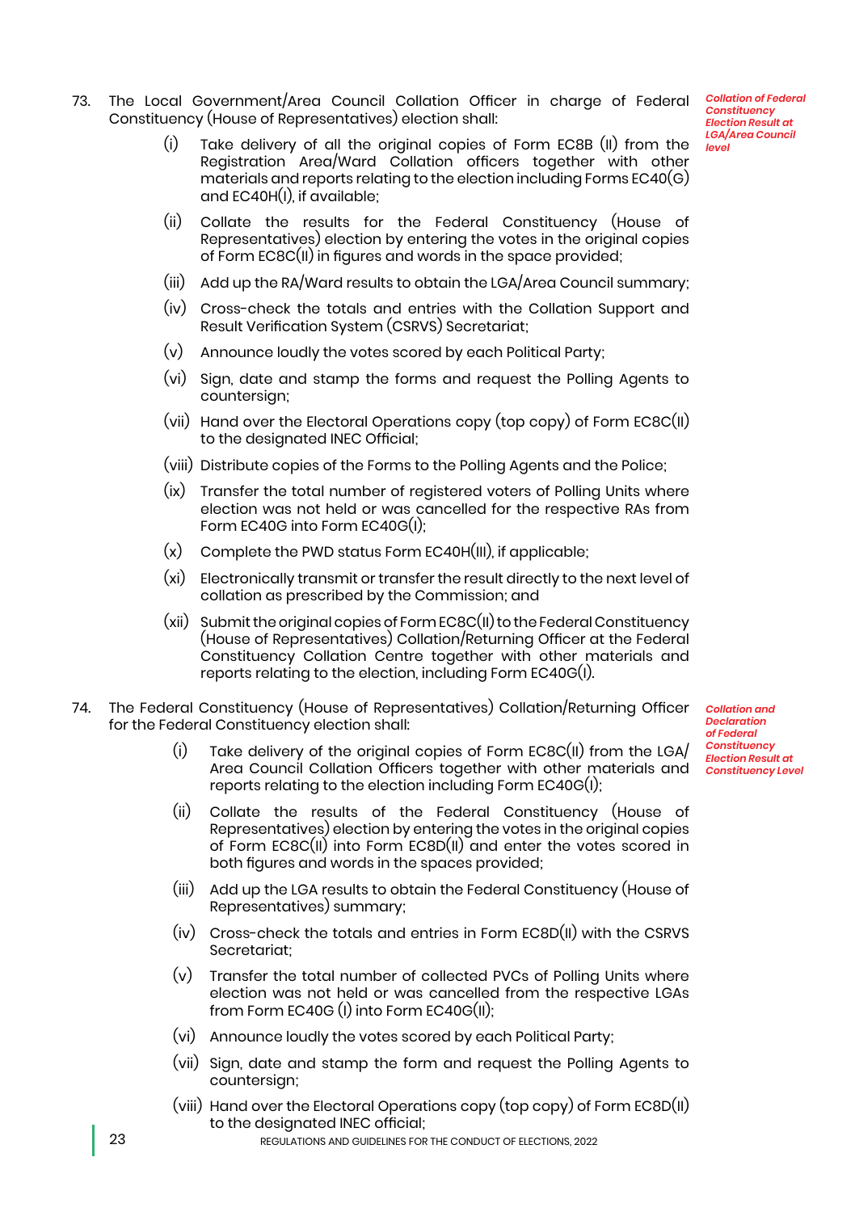73. The Local Government/Area Council Collation Officer in charge of Federal Constituency (House of Representatives) election shall:

*Collation of Federal Constituency Election Result at LGA/Area Council level*

   (i) Take delivery of all the original copies of Form EC8B (II) from the Registration Area/Ward Collation officers together with other materials and reports relating to the election including Forms EC40(G) and EC40H(I), if available;

   (ii) Collate the results for the Federal Constituency (House of Representatives) election by entering the votes in the original copies of Form EC8C(II) in figures and words in the space provided;

   (iii) Add up the RA/Ward results to obtain the LGA/Area Council summary;

   (iv) Cross-check the totals and entries with the Collation Support and Result Verification System (CSRVS) Secretariat;

   (v) Announce loudly the votes scored by each Political Party;

   (vi) Sign, date and stamp the forms and request the Polling Agents to countersign;

   (vii) Hand over the Electoral Operations copy (top copy) of Form EC8C(II) to the designated INEC Official;

   (viii) Distribute copies of the Forms to the Polling Agents and the Police;

   (ix) Transfer the total number of registered voters of Polling Units where election was not held or was cancelled for the respective RAs from Form EC40G into Form EC40G(I);

   (x) Complete the PWD status Form EC40H(III), if applicable;

   (xi) Electronically transmit or transfer the result directly to the next level of collation as prescribed by the Commission; and

   (xii) Submit the original copies of Form EC8C(II) to the Federal Constituency (House of Representatives) Collation/Returning Officer at the Federal Constituency Collation Centre together with other materials and reports relating to the election, including Form EC40G(I).

74. The Federal Constituency (House of Representatives) Collation/Returning Officer for the Federal Constituency election shall:

*Collation and Declaration of Federal Constituency Election Result at Constituency Level*

   (i) Take delivery of the original copies of Form EC8C(II) from the LGA/Area Council Collation Officers together with other materials and reports relating to the election including Form EC40G(I);

   (ii) Collate the results of the Federal Constituency (House of Representatives) election by entering the votes in the original copies of Form EC8C(II) into Form EC8D(II) and enter the votes scored in both figures and words in the spaces provided;

   (iii) Add up the LGA results to obtain the Federal Constituency (House of Representatives) summary;

   (iv) Cross-check the totals and entries in Form EC8D(II) with the CSRVS Secretariat;

   (v) Transfer the total number of collected PVCs of Polling Units where election was not held or was cancelled from the respective LGAs from Form EC40G (I) into Form EC40G(II);

   (vi) Announce loudly the votes scored by each Political Party;

   (vii) Sign, date and stamp the form and request the Polling Agents to countersign;

   (viii) Hand over the Electoral Operations copy (top copy) of Form EC8D(II) to the designated INEC official;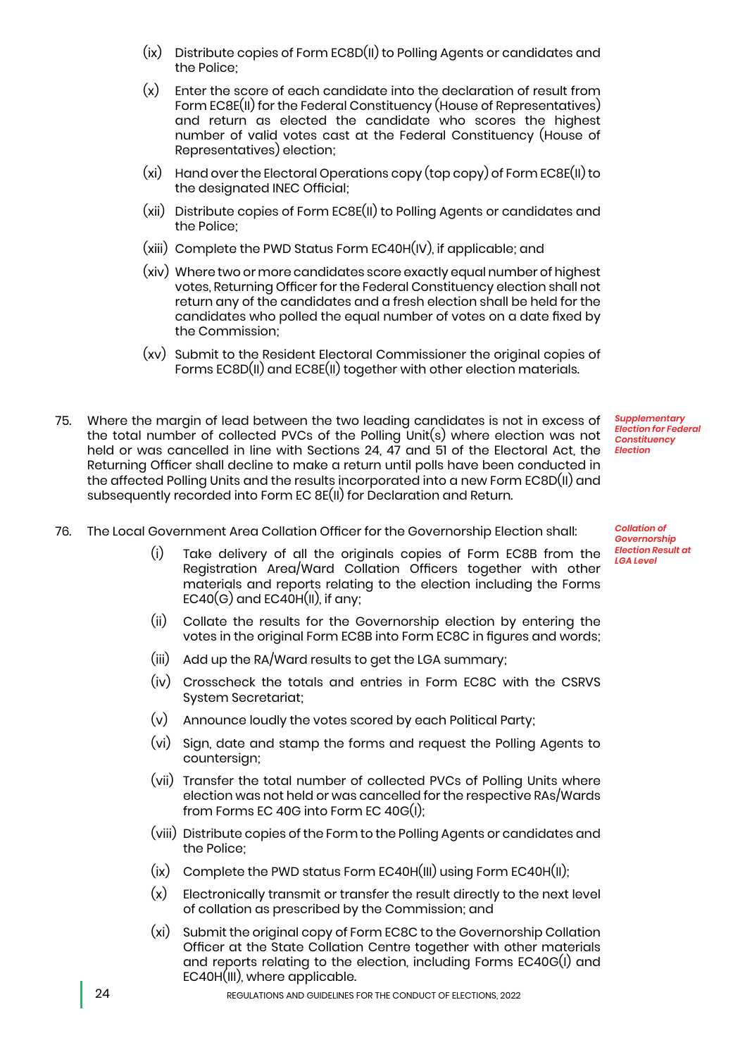(ix) Distribute copies of Form EC8D(II) to Polling Agents or candidates and the Police;

(x) Enter the score of each candidate into the declaration of result from Form EC8E(II) for the Federal Constituency (House of Representatives) and return as elected the candidate who scores the highest number of valid votes cast at the Federal Constituency (House of Representatives) election;

(xi) Hand over the Electoral Operations copy (top copy) of Form EC8E(II) to the designated INEC Official;

(xii) Distribute copies of Form EC8E(II) to Polling Agents or candidates and the Police;

(xiii) Complete the PWD Status Form EC40H(IV), if applicable; and

(xiv) Where two or more candidates score exactly equal number of highest votes, Returning Officer for the Federal Constituency election shall not return any of the candidates and a fresh election shall be held for the candidates who polled the equal number of votes on a date fixed by the Commission;

(xv) Submit to the Resident Electoral Commissioner the original copies of Forms EC8D(II) and EC8E(II) together with other election materials.

*Supplementary Election for Federal Constituency Election*

75. Where the margin of lead between the two leading candidates is not in excess of the total number of collected PVCs of the Polling Unit(s) where election was not held or was cancelled in line with Sections 24, 47 and 51 of the Electoral Act, the Returning Officer shall decline to make a return until polls have been conducted in the affected Polling Units and the results incorporated into a new Form EC8D(II) and subsequently recorded into Form EC 8E(II) for Declaration and Return.

*Collation of Governorship Election Result at LGA Level*

76. The Local Government Area Collation Officer for the Governorship Election shall:

(i) Take delivery of all the originals copies of Form EC8B from the Registration Area/Ward Collation Officers together with other materials and reports relating to the election including the Forms EC40(G) and EC40H(II), if any;

(ii) Collate the results for the Governorship election by entering the votes in the original Form EC8B into Form EC8C in figures and words;

(iii) Add up the RA/Ward results to get the LGA summary;

(iv) Crosscheck the totals and entries in Form EC8C with the CSRVS System Secretariat;

(v) Announce loudly the votes scored by each Political Party;

(vi) Sign, date and stamp the forms and request the Polling Agents to countersign;

(vii) Transfer the total number of collected PVCs of Polling Units where election was not held or was cancelled for the respective RAs/Wards from Forms EC 40G into Form EC 40G(I);

(viii) Distribute copies of the Form to the Polling Agents or candidates and the Police;

(ix) Complete the PWD status Form EC40H(III) using Form EC40H(II);

(x) Electronically transmit or transfer the result directly to the next level of collation as prescribed by the Commission; and

(xi) Submit the original copy of Form EC8C to the Governorship Collation Officer at the State Collation Centre together with other materials and reports relating to the election, including Forms EC40G(I) and EC40H(III), where applicable.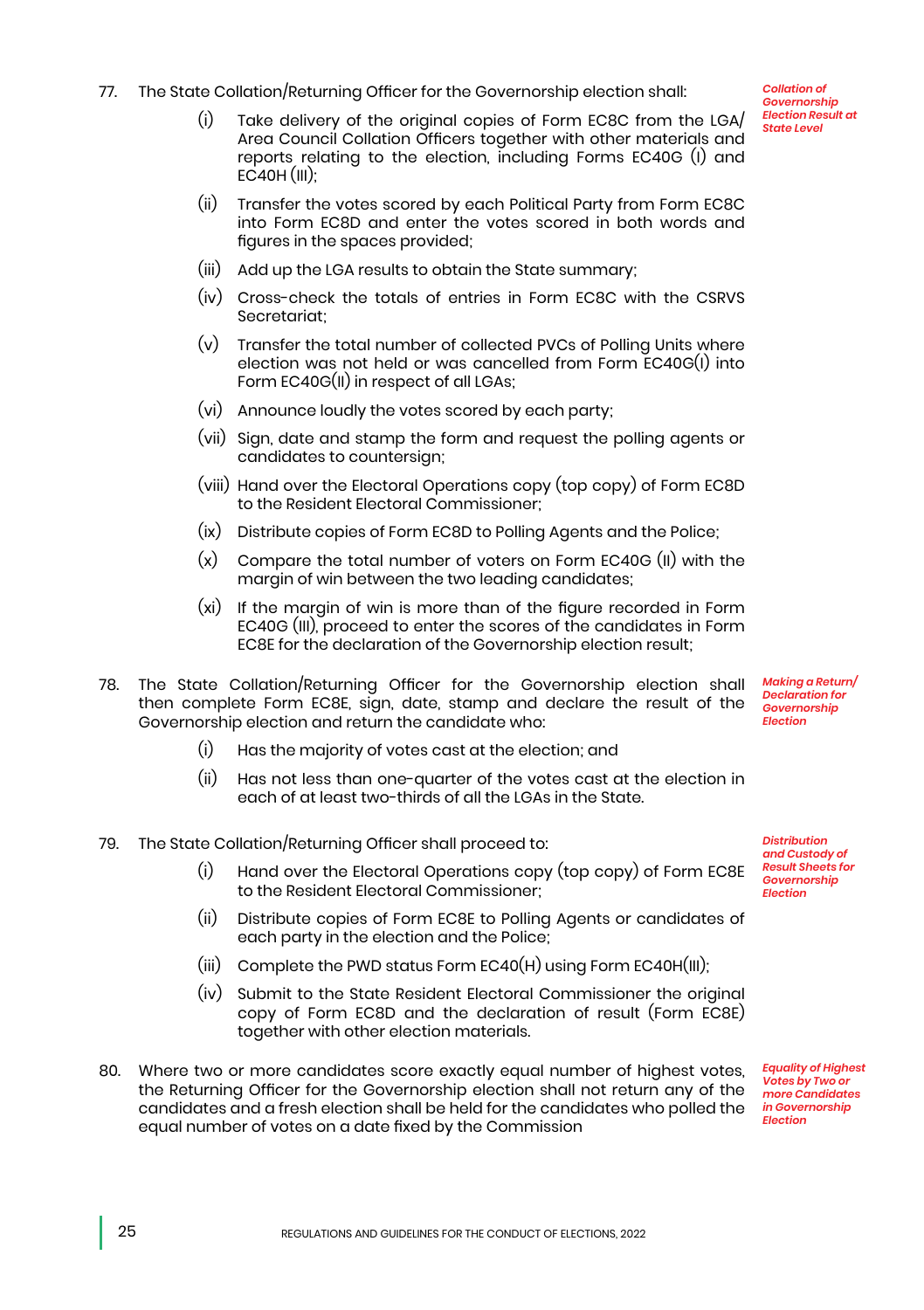77. The State Collation/Returning Officer for the Governorship election shall:

*Collation of Governorship Election Result at State Level*

   (i) Take delivery of the original copies of Form EC8C from the LGA/ Area Council Collation Officers together with other materials and reports relating to the election, including Forms EC40G (I) and EC40H (III);

   (ii) Transfer the votes scored by each Political Party from Form EC8C into Form EC8D and enter the votes scored in both words and figures in the spaces provided;

   (iii) Add up the LGA results to obtain the State summary;

   (iv) Cross-check the totals of entries in Form EC8C with the CSRVS Secretariat;

   (v) Transfer the total number of collected PVCs of Polling Units where election was not held or was cancelled from Form EC40G(I) into Form EC40G(II) in respect of all LGAs;

   (vi) Announce loudly the votes scored by each party;

   (vii) Sign, date and stamp the form and request the polling agents or candidates to countersign;

   (viii) Hand over the Electoral Operations copy (top copy) of Form EC8D to the Resident Electoral Commissioner;

   (ix) Distribute copies of Form EC8D to Polling Agents and the Police;

   (x) Compare the total number of voters on Form EC40G (II) with the margin of win between the two leading candidates;

   (xi) If the margin of win is more than of the figure recorded in Form EC40G (III), proceed to enter the scores of the candidates in Form EC8E for the declaration of the Governorship election result;

78. The State Collation/Returning Officer for the Governorship election shall then complete Form EC8E, sign, date, stamp and declare the result of the Governorship election and return the candidate who:

*Making a Return/ Declaration for Governorship Election*

   (i) Has the majority of votes cast at the election; and

   (ii) Has not less than one-quarter of the votes cast at the election in each of at least two-thirds of all the LGAs in the State.

79. The State Collation/Returning Officer shall proceed to:

*Distribution and Custody of Result Sheets for Governorship Election*

   (i) Hand over the Electoral Operations copy (top copy) of Form EC8E to the Resident Electoral Commissioner;

   (ii) Distribute copies of Form EC8E to Polling Agents or candidates of each party in the election and the Police;

   (iii) Complete the PWD status Form EC40(H) using Form EC40H(III);

   (iv) Submit to the State Resident Electoral Commissioner the original copy of Form EC8D and the declaration of result (Form EC8E) together with other election materials.

80. Where two or more candidates score exactly equal number of highest votes, the Returning Officer for the Governorship election shall not return any of the candidates and a fresh election shall be held for the candidates who polled the equal number of votes on a date fixed by the Commission

*Equality of Highest Votes by Two or more Candidates in Governorship Election*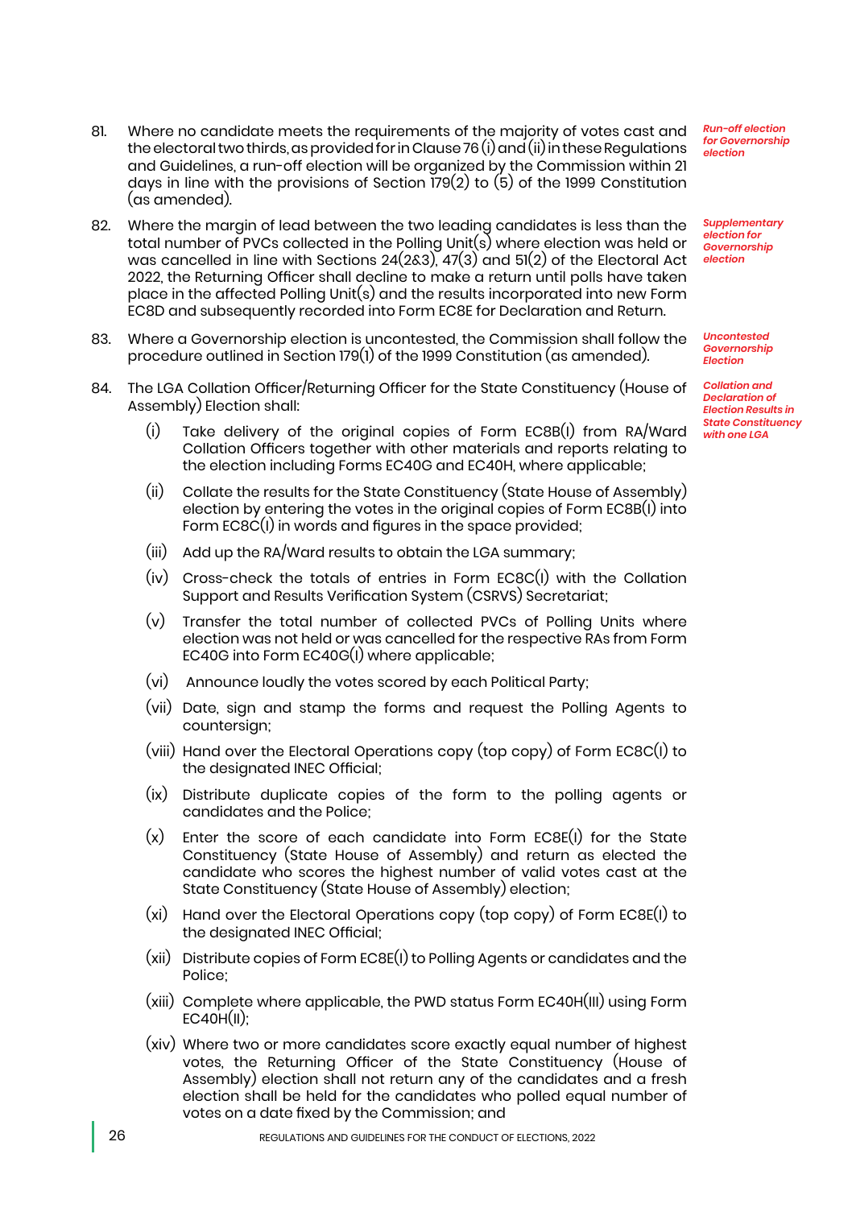81. Where no candidate meets the requirements of the majority of votes cast and the electoral two thirds, as provided for in Clause 76 (i) and (ii) in these Regulations and Guidelines, a run-off election will be organized by the Commission within 21 days in line with the provisions of Section 179(2) to (5) of the 1999 Constitution (as amended).

*Run-off election for Governorship election*

82. Where the margin of lead between the two leading candidates is less than the total number of PVCs collected in the Polling Unit(s) where election was held or was cancelled in line with Sections 24(2&3), 47(3) and 51(2) of the Electoral Act 2022, the Returning Officer shall decline to make a return until polls have taken place in the affected Polling Unit(s) and the results incorporated into new Form EC8D and subsequently recorded into Form EC8E for Declaration and Return.

*Supplementary election for Governorship election*

83. Where a Governorship election is uncontested, the Commission shall follow the procedure outlined in Section 179(1) of the 1999 Constitution (as amended).

*Uncontested Governorship Election*

84. The LGA Collation Officer/Returning Officer for the State Constituency (House of Assembly) Election shall:

*Collation and Declaration of Election Results in State Constituency with one LGA*

   (i) Take delivery of the original copies of Form EC8B(I) from RA/Ward Collation Officers together with other materials and reports relating to the election including Forms EC40G and EC40H, where applicable;

   (ii) Collate the results for the State Constituency (State House of Assembly) election by entering the votes in the original copies of Form EC8B(I) into Form EC8C(I) in words and figures in the space provided;

   (iii) Add up the RA/Ward results to obtain the LGA summary;

   (iv) Cross-check the totals of entries in Form EC8C(I) with the Collation Support and Results Verification System (CSRVS) Secretariat;

   (v) Transfer the total number of collected PVCs of Polling Units where election was not held or was cancelled for the respective RAs from Form EC40G into Form EC40G(I) where applicable;

   (vi) Announce loudly the votes scored by each Political Party;

   (vii) Date, sign and stamp the forms and request the Polling Agents to countersign;

   (viii) Hand over the Electoral Operations copy (top copy) of Form EC8C(I) to the designated INEC Official;

   (ix) Distribute duplicate copies of the form to the polling agents or candidates and the Police;

   (x) Enter the score of each candidate into Form EC8E(I) for the State Constituency (State House of Assembly) and return as elected the candidate who scores the highest number of valid votes cast at the State Constituency (State House of Assembly) election;

   (xi) Hand over the Electoral Operations copy (top copy) of Form EC8E(I) to the designated INEC Official;

   (xii) Distribute copies of Form EC8E(I) to Polling Agents or candidates and the Police;

   (xiii) Complete where applicable, the PWD status Form EC40H(III) using Form EC40H(II);

   (xiv) Where two or more candidates score exactly equal number of highest votes, the Returning Officer of the State Constituency (House of Assembly) election shall not return any of the candidates and a fresh election shall be held for the candidates who polled equal number of votes on a date fixed by the Commission; and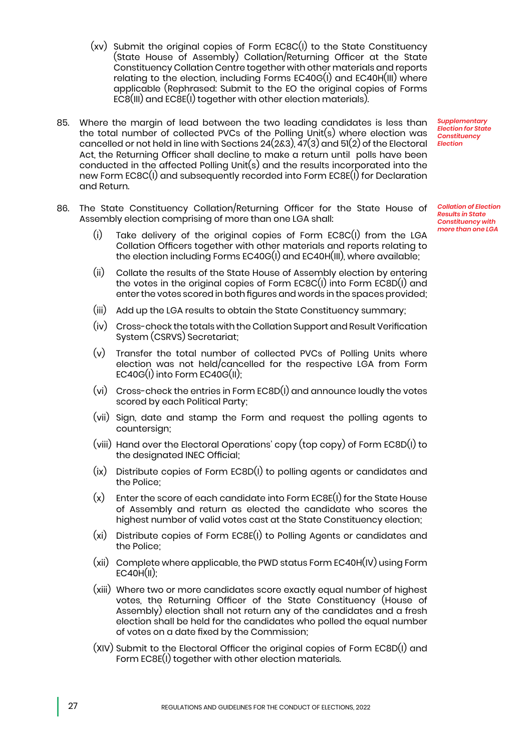(xv) Submit the original copies of Form EC8C(I) to the State Constituency (State House of Assembly) Collation/Returning Officer at the State Constituency Collation Centre together with other materials and reports relating to the election, including Forms EC40G(I) and EC40H(III) where applicable (Rephrased: Submit to the EO the original copies of Forms EC8(III) and EC8E(I) together with other election materials).

*Supplementary Election for State Constituency Election*

85. Where the margin of lead between the two leading candidates is less than the total number of collected PVCs of the Polling Unit(s) where election was cancelled or not held in line with Sections 24(2&3), 47(3) and 51(2) of the Electoral Act, the Returning Officer shall decline to make a return until polls have been conducted in the affected Polling Unit(s) and the results incorporated into the new Form EC8C(I) and subsequently recorded into Form EC8E(I) for Declaration and Return.

*Collation of Election Results in State Constituency with more than one LGA*

86. The State Constituency Collation/Returning Officer for the State House of Assembly election comprising of more than one LGA shall:

(i) Take delivery of the original copies of Form EC8C(I) from the LGA Collation Officers together with other materials and reports relating to the election including Forms EC40G(I) and EC40H(III), where available;

(ii) Collate the results of the State House of Assembly election by entering the votes in the original copies of Form EC8C(I) into Form EC8D(I) and enter the votes scored in both figures and words in the spaces provided;

(iii) Add up the LGA results to obtain the State Constituency summary;

(iv) Cross-check the totals with the Collation Support and Result Verification System (CSRVS) Secretariat;

(v) Transfer the total number of collected PVCs of Polling Units where election was not held/cancelled for the respective LGA from Form EC40G(I) into Form EC40G(II);

(vi) Cross-check the entries in Form EC8D(I) and announce loudly the votes scored by each Political Party;

(vii) Sign, date and stamp the Form and request the polling agents to countersign;

(viii) Hand over the Electoral Operations' copy (top copy) of Form EC8D(I) to the designated INEC Official;

(ix) Distribute copies of Form EC8D(I) to polling agents or candidates and the Police;

(x) Enter the score of each candidate into Form EC8E(I) for the State House of Assembly and return as elected the candidate who scores the highest number of valid votes cast at the State Constituency election;

(xi) Distribute copies of Form EC8E(I) to Polling Agents or candidates and the Police;

(xii) Complete where applicable, the PWD status Form EC40H(IV) using Form EC40H(II);

(xiii) Where two or more candidates score exactly equal number of highest votes, the Returning Officer of the State Constituency (House of Assembly) election shall not return any of the candidates and a fresh election shall be held for the candidates who polled the equal number of votes on a date fixed by the Commission;

(XIV) Submit to the Electoral Officer the original copies of Form EC8D(I) and Form EC8E(I) together with other election materials.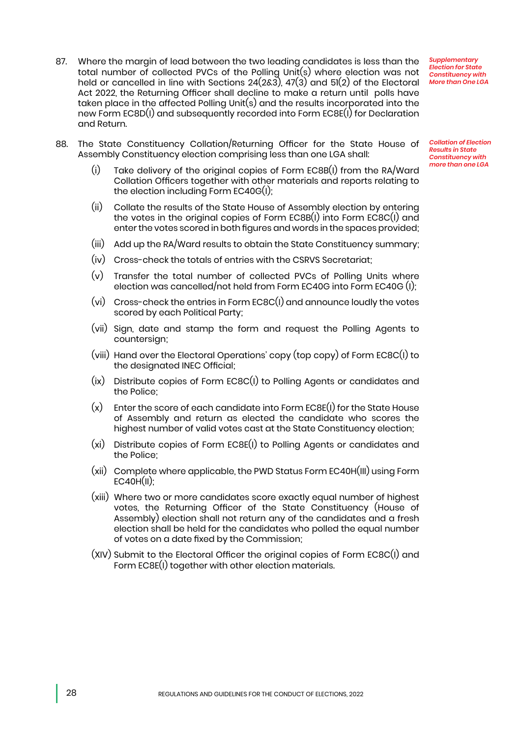*Supplementary Election for State Constituency with More than One LGA*

87. Where the margin of lead between the two leading candidates is less than the total number of collected PVCs of the Polling Unit(s) where election was not held or cancelled in line with Sections 24(2&3), 47(3) and 51(2) of the Electoral Act 2022, the Returning Officer shall decline to make a return until polls have taken place in the affected Polling Unit(s) and the results incorporated into the new Form EC8D(I) and subsequently recorded into Form EC8E(I) for Declaration and Return.

*Collation of Election Results in State Constituency with more than one LGA*

88. The State Constituency Collation/Returning Officer for the State House of Assembly Constituency election comprising less than one LGA shall:

    (i) Take delivery of the original copies of Form EC8B(I) from the RA/Ward Collation Officers together with other materials and reports relating to the election including Form EC40G(I);

    (ii) Collate the results of the State House of Assembly election by entering the votes in the original copies of Form EC8B(I) into Form EC8C(I) and enter the votes scored in both figures and words in the spaces provided;

    (iii) Add up the RA/Ward results to obtain the State Constituency summary;

    (iv) Cross-check the totals of entries with the CSRVS Secretariat;

    (v) Transfer the total number of collected PVCs of Polling Units where election was cancelled/not held from Form EC40G into Form EC40G (I);

    (vi) Cross-check the entries in Form EC8C(I) and announce loudly the votes scored by each Political Party;

    (vii) Sign, date and stamp the form and request the Polling Agents to countersign;

    (viii) Hand over the Electoral Operations' copy (top copy) of Form EC8C(I) to the designated INEC Official;

    (ix) Distribute copies of Form EC8C(I) to Polling Agents or candidates and the Police;

    (x) Enter the score of each candidate into Form EC8E(I) for the State House of Assembly and return as elected the candidate who scores the highest number of valid votes cast at the State Constituency election;

    (xi) Distribute copies of Form EC8E(I) to Polling Agents or candidates and the Police;

    (xii) Complete where applicable, the PWD Status Form EC40H(III) using Form EC40H(II);

    (xiii) Where two or more candidates score exactly equal number of highest votes, the Returning Officer of the State Constituency (House of Assembly) election shall not return any of the candidates and a fresh election shall be held for the candidates who polled the equal number of votes on a date fixed by the Commission;

    (XIV) Submit to the Electoral Officer the original copies of Form EC8C(I) and Form EC8E(I) together with other election materials.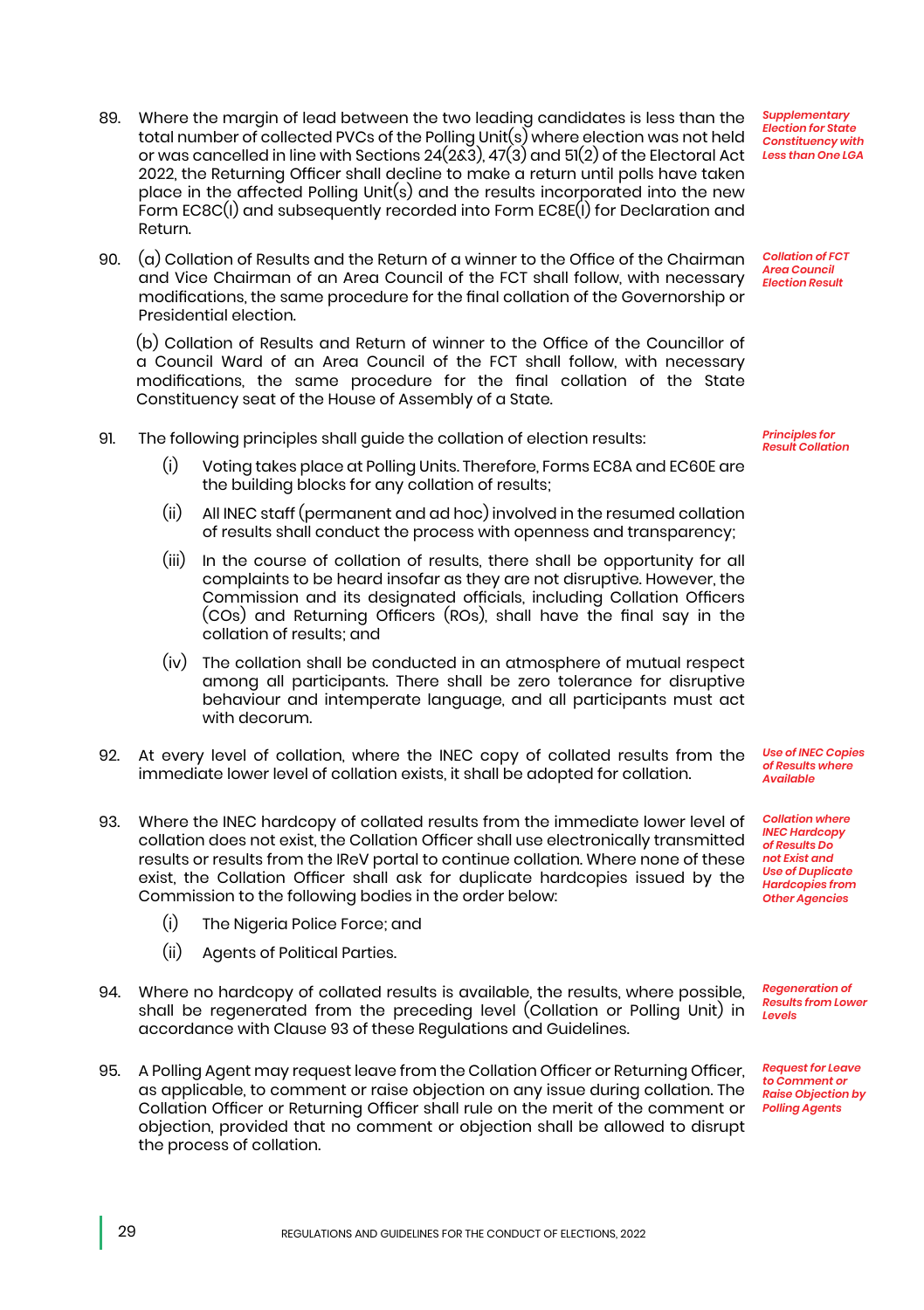89. Where the margin of lead between the two leading candidates is less than the total number of collected PVCs of the Polling Unit(s) where election was not held or was cancelled in line with Sections 24(2&3), 47(3) and 51(2) of the Electoral Act 2022, the Returning Officer shall decline to make a return until polls have taken place in the affected Polling Unit(s) and the results incorporated into the new Form EC8C(I) and subsequently recorded into Form EC8E(I) for Declaration and Return.

*Supplementary Election for State Constituency with Less than One LGA*

90. (a) Collation of Results and the Return of a winner to the Office of the Chairman and Vice Chairman of an Area Council of the FCT shall follow, with necessary modifications, the same procedure for the final collation of the Governorship or Presidential election.

*Collation of FCT Area Council Election Result*

(b) Collation of Results and Return of winner to the Office of the Councillor of a Council Ward of an Area Council of the FCT shall follow, with necessary modifications, the same procedure for the final collation of the State Constituency seat of the House of Assembly of a State.

91. The following principles shall guide the collation of election results:

*Principles for Result Collation*

   (i) Voting takes place at Polling Units. Therefore, Forms EC8A and EC60E are the building blocks for any collation of results;

   (ii) All INEC staff (permanent and ad hoc) involved in the resumed collation of results shall conduct the process with openness and transparency;

   (iii) In the course of collation of results, there shall be opportunity for all complaints to be heard insofar as they are not disruptive. However, the Commission and its designated officials, including Collation Officers (COs) and Returning Officers (ROs), shall have the final say in the collation of results; and

   (iv) The collation shall be conducted in an atmosphere of mutual respect among all participants. There shall be zero tolerance for disruptive behaviour and intemperate language, and all participants must act with decorum.

92. At every level of collation, where the INEC copy of collated results from the immediate lower level of collation exists, it shall be adopted for collation.

*Use of INEC Copies of Results where Available*

93. Where the INEC hardcopy of collated results from the immediate lower level of collation does not exist, the Collation Officer shall use electronically transmitted results or results from the IReV portal to continue collation. Where none of these exist, the Collation Officer shall ask for duplicate hardcopies issued by the Commission to the following bodies in the order below:

*Collation where INEC Hardcopy of Results Do not Exist and Use of Duplicate Hardcopies from Other Agencies*

   (i) The Nigeria Police Force; and

   (ii) Agents of Political Parties.

94. Where no hardcopy of collated results is available, the results, where possible, shall be regenerated from the preceding level (Collation or Polling Unit) in accordance with Clause 93 of these Regulations and Guidelines.

*Regeneration of Results from Lower Levels*

95. A Polling Agent may request leave from the Collation Officer or Returning Officer, as applicable, to comment or raise objection on any issue during collation. The Collation Officer or Returning Officer shall rule on the merit of the comment or objection, provided that no comment or objection shall be allowed to disrupt the process of collation.

*Request for Leave to Comment or Raise Objection by Polling Agents*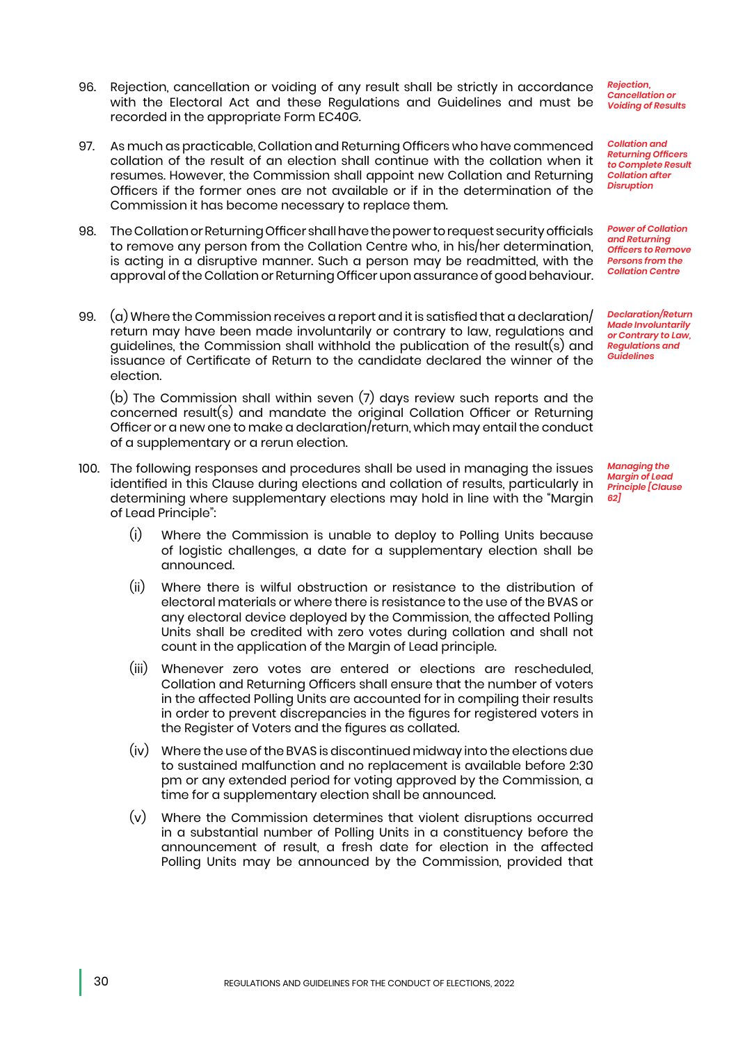96. Rejection, cancellation or voiding of any result shall be strictly in accordance with the Electoral Act and these Regulations and Guidelines and must be recorded in the appropriate Form EC40G.

*Rejection, Cancellation or Voiding of Results*

97. As much as practicable, Collation and Returning Officers who have commenced collation of the result of an election shall continue with the collation when it resumes. However, the Commission shall appoint new Collation and Returning Officers if the former ones are not available or if in the determination of the Commission it has become necessary to replace them.

*Collation and Returning Officers to Complete Result Collation after Disruption*

98. The Collation or Returning Officer shall have the power to request security officials to remove any person from the Collation Centre who, in his/her determination, is acting in a disruptive manner. Such a person may be readmitted, with the approval of the Collation or Returning Officer upon assurance of good behaviour.

*Power of Collation and Returning Officers to Remove Persons from the Collation Centre*

99. (a) Where the Commission receives a report and it is satisfied that a declaration/return may have been made involuntarily or contrary to law, regulations and guidelines, the Commission shall withhold the publication of the result(s) and issuance of Certificate of Return to the candidate declared the winner of the election.

*Declaration/Return Made Involuntarily or Contrary to Law, Regulations and Guidelines*

(b) The Commission shall within seven (7) days review such reports and the concerned result(s) and mandate the original Collation Officer or Returning Officer or a new one to make a declaration/return, which may entail the conduct of a supplementary or a rerun election.

100. The following responses and procedures shall be used in managing the issues identified in this Clause during elections and collation of results, particularly in determining where supplementary elections may hold in line with the "Margin of Lead Principle":

*Managing the Margin of Lead Principle [Clause 62]*

(i) Where the Commission is unable to deploy to Polling Units because of logistic challenges, a date for a supplementary election shall be announced.

(ii) Where there is wilful obstruction or resistance to the distribution of electoral materials or where there is resistance to the use of the BVAS or any electoral device deployed by the Commission, the affected Polling Units shall be credited with zero votes during collation and shall not count in the application of the Margin of Lead principle.

(iii) Whenever zero votes are entered or elections rescheduled, Collation and Returning Officers shall ensure that the number of voters in the affected Polling Units are accounted for in compiling their results in order to prevent discrepancies in the figures for registered voters in the Register of Voters and the figures as collated.

(iv) Where the use of the BVAS is discontinued midway into the elections due to sustained malfunction and no replacement is available before 2:30 pm or any extended period for voting approved by the Commission, a time for a supplementary election shall be announced.

(v) Where the Commission determines that violent disruptions occurred in a substantial number of Polling Units in a constituency before the announcement of result, a fresh date for election in the affected Polling Units may be announced by the Commission, provided that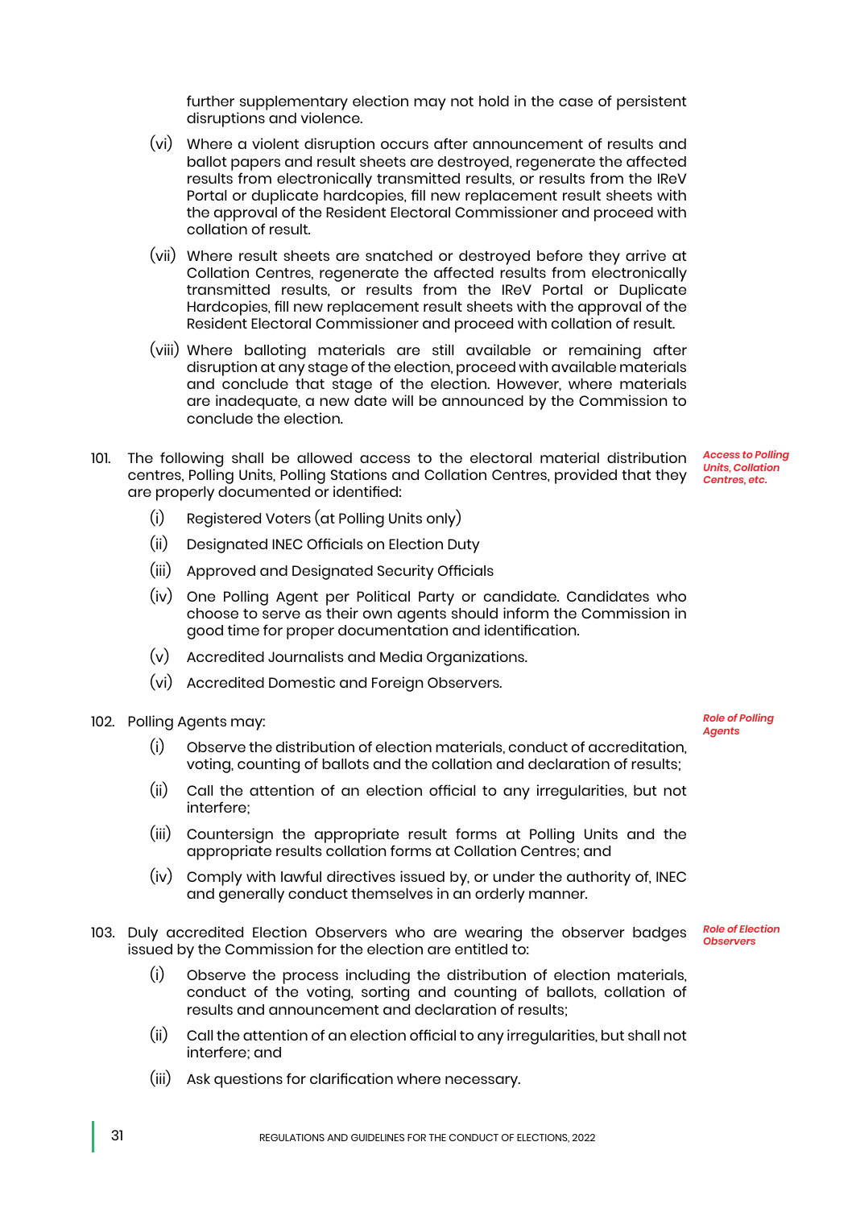further supplementary election may not hold in the case of persistent disruptions and violence.

(vi) Where a violent disruption occurs after announcement of results and ballot papers and result sheets are destroyed, regenerate the affected results from electronically transmitted results, or results from the IReV Portal or duplicate hardcopies, fill new replacement result sheets with the approval of the Resident Electoral Commissioner and proceed with collation of result.

(vii) Where result sheets are snatched or destroyed before they arrive at Collation Centres, regenerate the affected results from electronically transmitted results, or results from the IReV Portal or Duplicate Hardcopies, fill new replacement result sheets with the approval of the Resident Electoral Commissioner and proceed with collation of result.

(viii) Where balloting materials are still available or remaining after disruption at any stage of the election, proceed with available materials and conclude that stage of the election. However, where materials are inadequate, a new date will be announced by the Commission to conclude the election.

*Access to Polling Units, Collation Centres, etc.*

101. The following shall be allowed access to the electoral material distribution centres, Polling Units, Polling Stations and Collation Centres, provided that they are properly documented or identified:

(i) Registered Voters (at Polling Units only)

(ii) Designated INEC Officials on Election Duty

(iii) Approved and Designated Security Officials

(iv) One Polling Agent per Political Party or candidate. Candidates who choose to serve as their own agents should inform the Commission in good time for proper documentation and identification.

(v) Accredited Journalists and Media Organizations.

(vi) Accredited Domestic and Foreign Observers.

*Role of Polling Agents*

102. Polling Agents may:

(i) Observe the distribution of election materials, conduct of accreditation, voting, counting of ballots and the collation and declaration of results;

(ii) Call the attention of an election official to any irregularities, but not interfere;

(iii) Countersign the appropriate result forms at Polling Units and the appropriate results collation forms at Collation Centres; and

(iv) Comply with lawful directives issued by, or under the authority of, INEC and generally conduct themselves in an orderly manner.

*Role of Election Observers*

103. Duly accredited Election Observers who are wearing the observer badges issued by the Commission for the election are entitled to:

(i) Observe the process including the distribution of election materials, conduct of the voting, sorting and counting of ballots, collation of results and announcement and declaration of results;

(ii) Call the attention of an election official to any irregularities, but shall not interfere; and

(iii) Ask questions for clarification where necessary.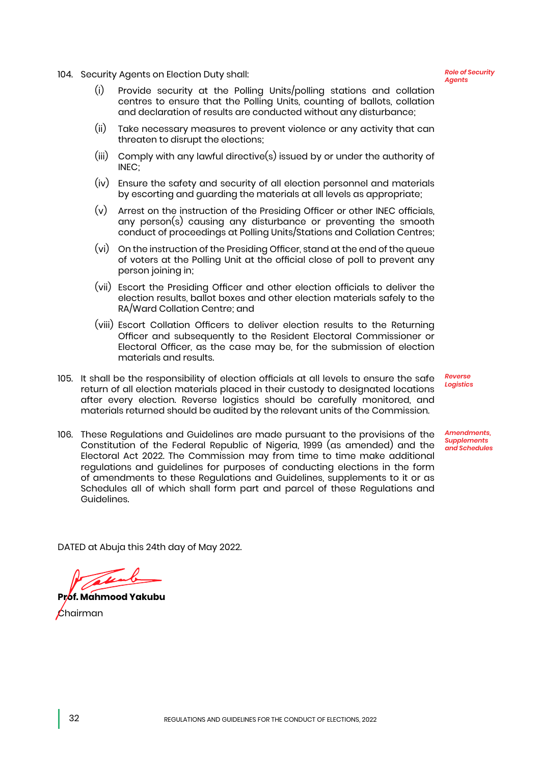104. Security Agents on Election Duty shall: *Role of Security Agents*

   (i) Provide security at the Polling Units/polling stations and collation centres to ensure that the Polling Units, counting of ballots, collation and declaration of results are conducted without any disturbance;

   (ii) Take necessary measures to prevent violence or any activity that can threaten to disrupt the elections;

   (iii) Comply with any lawful directive(s) issued by or under the authority of INEC;

   (iv) Ensure the safety and security of all election personnel and materials by escorting and guarding the materials at all levels as appropriate;

   (v) Arrest on the instruction of the Presiding Officer or other INEC officials, any person(s) causing any disturbance or preventing the smooth conduct of proceedings at Polling Units/Stations and Collation Centres;

   (vi) On the instruction of the Presiding Officer, stand at the end of the queue of voters at the Polling Unit at the official close of poll to prevent any person joining in;

   (vii) Escort the Presiding Officer and other election officials to deliver the election results, ballot boxes and other election materials safely to the RA/Ward Collation Centre; and

   (viii) Escort Collation Officers to deliver election results to the Returning Officer and subsequently to the Resident Electoral Commissioner or Electoral Officer, as the case may be, for the submission of election materials and results.

105. It shall be the responsibility of election officials at all levels to ensure the safe return of all election materials placed in their custody to designated locations after every election. Reverse logistics should be carefully monitored, and materials returned should be audited by the relevant units of the Commission. *Reverse Logistics*

106. These Regulations and Guidelines are made pursuant to the provisions of the Constitution of the Federal Republic of Nigeria, 1999 (as amended) and the Electoral Act 2022. The Commission may from time to time make additional regulations and guidelines for purposes of conducting elections in the form of amendments to these Regulations and Guidelines, supplements to it or as Schedules all of which shall form part and parcel of these Regulations and Guidelines. *Amendments, Supplements and Schedules*

DATED at Abuja this 24th day of May 2022.

**Prof. Mahmood Yakubu**

Chairman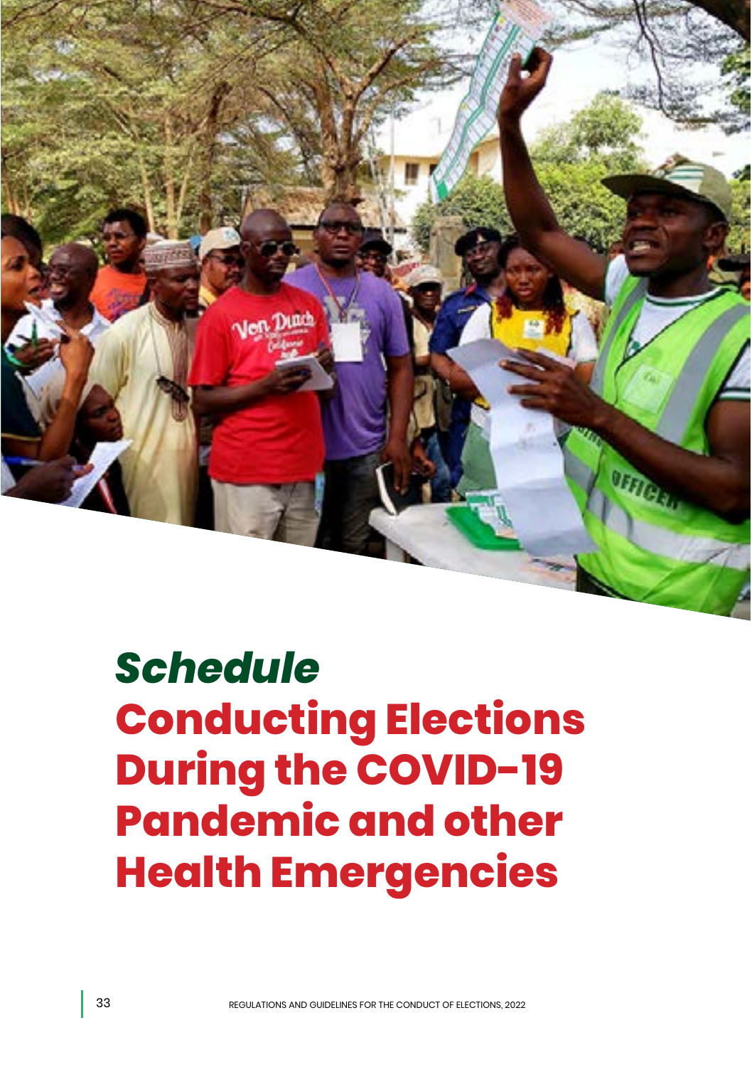# *Schedule*

# Conducting Elections During the COVID-19 Pandemic and other Health Emergencies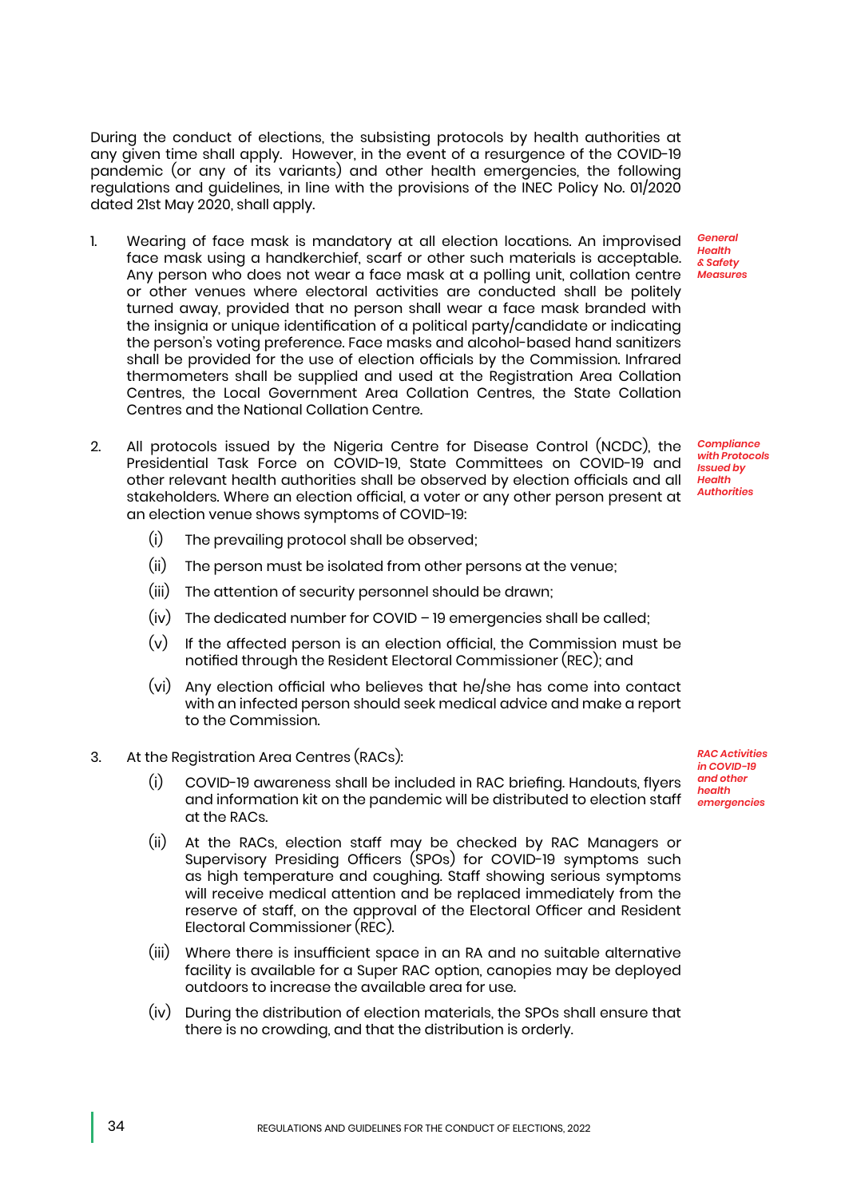During the conduct of elections, the subsisting protocols by health authorities at any given time shall apply. However, in the event of a resurgence of the COVID-19 pandemic (or any of its variants) and other health emergencies, the following regulations and guidelines, in line with the provisions of the INEC Policy No. 01/2020 dated 21st May 2020, shall apply.

*General Health & Safety Measures*

1. Wearing of face mask is mandatory at all election locations. An improvised face mask using a handkerchief, scarf or other such materials is acceptable. Any person who does not wear a face mask at a polling unit, collation centre or other venues where electoral activities are conducted shall be politely turned away, provided that no person shall wear a face mask branded with the insignia or unique identification of a political party/candidate or indicating the person's voting preference. Face masks and alcohol-based hand sanitizers shall be provided for the use of election officials by the Commission. Infrared thermometers shall be supplied and used at the Registration Area Collation Centres, the Local Government Area Collation Centres, the State Collation Centres and the National Collation Centre.

*Compliance with Protocols Issued by Health Authorities*

2. All protocols issued by the Nigeria Centre for Disease Control (NCDC), the Presidential Task Force on COVID-19, State Committees on COVID-19 and other relevant health authorities shall be observed by election officials and all stakeholders. Where an election official, a voter or any other person present at an election venue shows symptoms of COVID-19:
   - (i) The prevailing protocol shall be observed;
   - (ii) The person must be isolated from other persons at the venue;
   - (iii) The attention of security personnel should be drawn;
   - (iv) The dedicated number for COVID – 19 emergencies shall be called;
   - (v) If the affected person is an election official, the Commission must be notified through the Resident Electoral Commissioner (REC); and
   - (vi) Any election official who believes that he/she has come into contact with an infected person should seek medical advice and make a report to the Commission.

*RAC Activities in COVID-19 and other health emergencies*

3. At the Registration Area Centres (RACs):
   - (i) COVID-19 awareness shall be included in RAC briefing. Handouts, flyers and information kit on the pandemic will be distributed to election staff at the RACs.
   - (ii) At the RACs, election staff may be checked by RAC Managers or Supervisory Presiding Officers (SPOs) for COVID-19 symptoms such as high temperature and coughing. Staff showing serious symptoms will receive medical attention and be replaced immediately from the reserve of staff, on the approval of the Electoral Officer and Resident Electoral Commissioner (REC).
   - (iii) Where there is insufficient space in an RA and no suitable alternative facility is available for a Super RAC option, canopies may be deployed outdoors to increase the available area for use.
   - (iv) During the distribution of election materials, the SPOs shall ensure that there is no crowding, and that the distribution is orderly.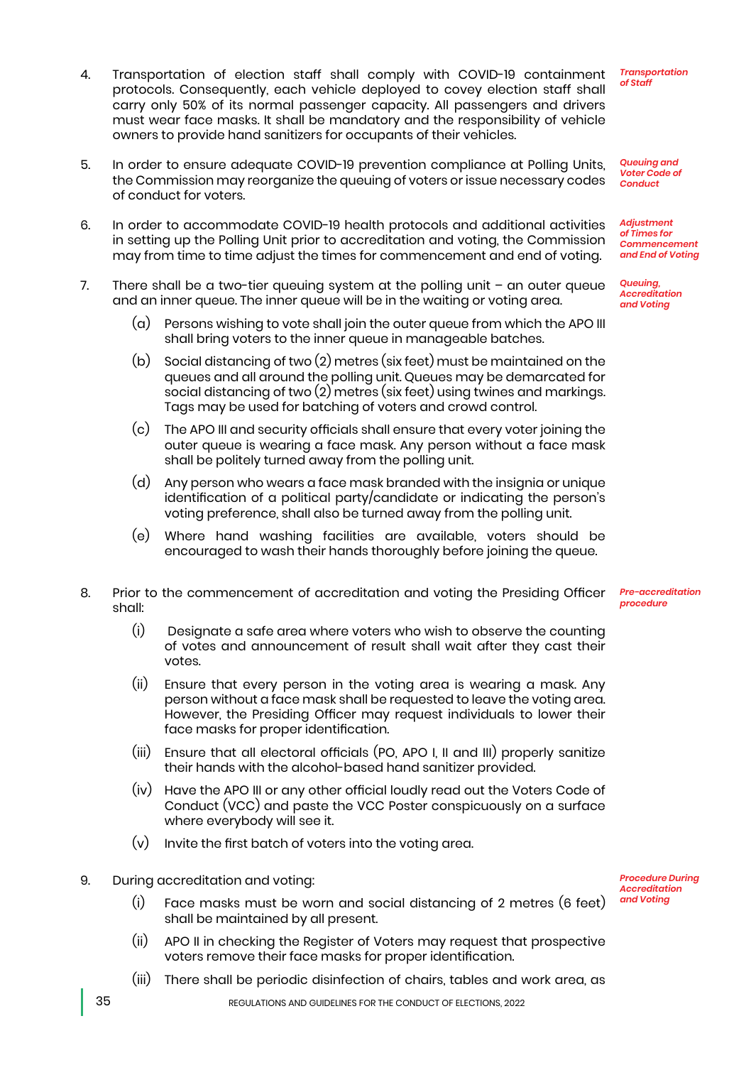4. Transportation of election staff shall comply with COVID-19 containment protocols. Consequently, each vehicle deployed to covey election staff shall carry only 50% of its normal passenger capacity. All passengers and drivers must wear face masks. It shall be mandatory and the responsibility of vehicle owners to provide hand sanitizers for occupants of their vehicles.

   *Transportation of Staff*

5. In order to ensure adequate COVID-19 prevention compliance at Polling Units, the Commission may reorganize the queuing of voters or issue necessary codes of conduct for voters.

   *Queuing and Voter Code of Conduct*

6. In order to accommodate COVID-19 health protocols and additional activities in setting up the Polling Unit prior to accreditation and voting, the Commission may from time to time adjust the times for commencement and end of voting.

   *Adjustment of Times for Commencement and End of Voting*

7. There shall be a two-tier queuing system at the polling unit – an outer queue and an inner queue. The inner queue will be in the waiting or voting area.

   *Queuing, Accreditation and Voting*

   (a) Persons wishing to vote shall join the outer queue from which the APO III shall bring voters to the inner queue in manageable batches.

   (b) Social distancing of two (2) metres (six feet) must be maintained on the queues and all around the polling unit. Queues may be demarcated for social distancing of two (2) metres (six feet) using twines and markings. Tags may be used for batching of voters and crowd control.

   (c) The APO III and security officials shall ensure that every voter joining the outer queue is wearing a face mask. Any person without a face mask shall be politely turned away from the polling unit.

   (d) Any person who wears a face mask branded with the insignia or unique identification of a political party/candidate or indicating the person's voting preference, shall also be turned away from the polling unit.

   (e) Where hand washing facilities are available, voters should be encouraged to wash their hands thoroughly before joining the queue.

8. Prior to the commencement of accreditation and voting the Presiding Officer shall:

   *Pre-accreditation procedure*

   (i) Designate a safe area where voters who wish to observe the counting of votes and announcement of result shall wait after they cast their votes.

   (ii) Ensure that every person in the voting area is wearing a mask. Any person without a face mask shall be requested to leave the voting area. However, the Presiding Officer may request individuals to lower their face masks for proper identification.

   (iii) Ensure that all electoral officials (PO, APO I, II and III) properly sanitize their hands with the alcohol-based hand sanitizer provided.

   (iv) Have the APO III or any other official loudly read out the Voters Code of Conduct (VCC) and paste the VCC Poster conspicuously on a surface where everybody will see it.

   (v) Invite the first batch of voters into the voting area.

9. During accreditation and voting:

   *Procedure During Accreditation and Voting*

   (i) Face masks must be worn and social distancing of 2 metres (6 feet) shall be maintained by all present.

   (ii) APO II in checking the Register of Voters may request that prospective voters remove their face masks for proper identification.

   (iii) There shall be periodic disinfection of chairs, tables and work area, as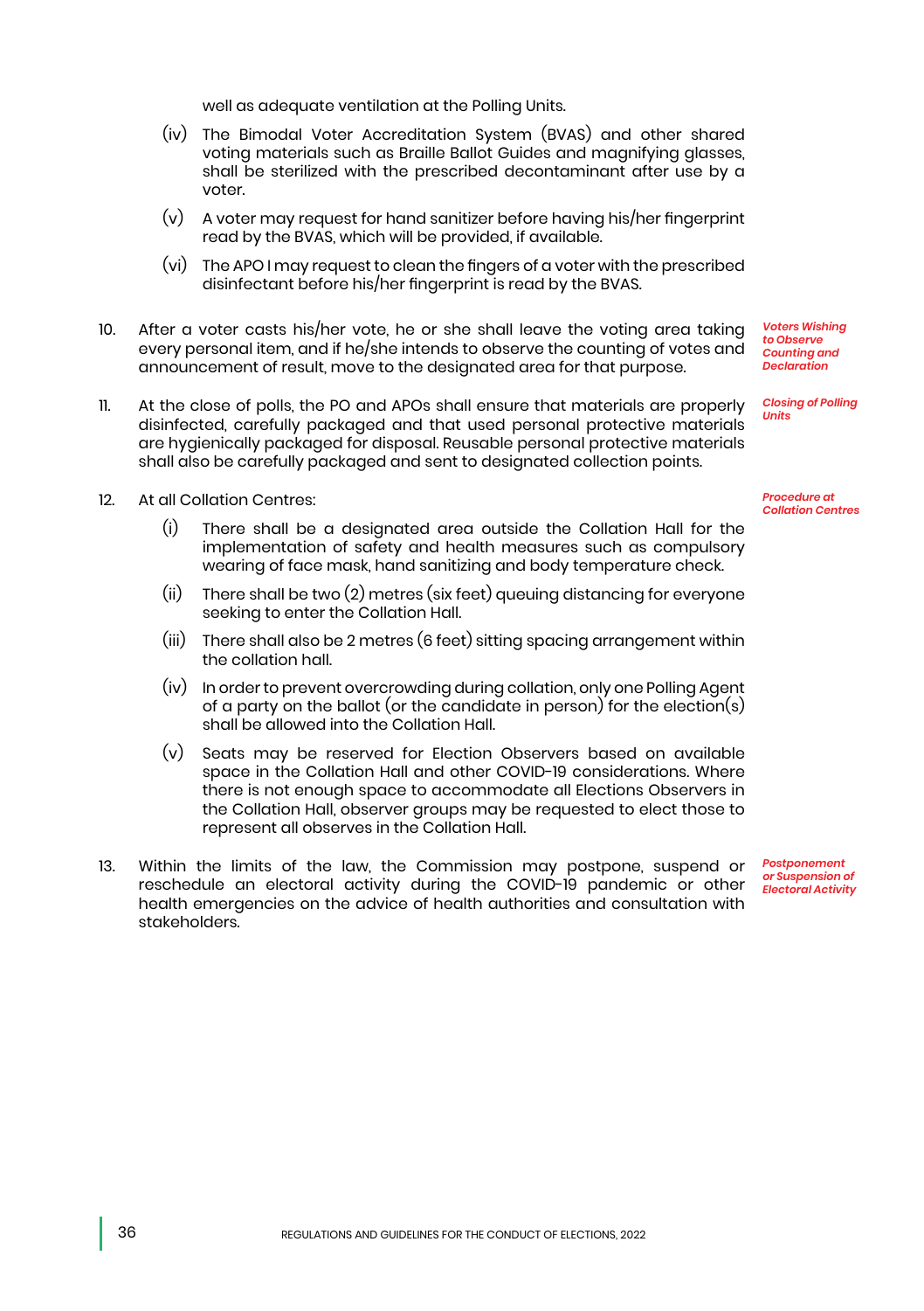well as adequate ventilation at the Polling Units.

(iv) The Bimodal Voter Accreditation System (BVAS) and other shared voting materials such as Braille Ballot Guides and magnifying glasses, shall be sterilized with the prescribed decontaminant after use by a voter.

(v) A voter may request for hand sanitizer before having his/her fingerprint read by the BVAS, which will be provided, if available.

(vi) The APO I may request to clean the fingers of a voter with the prescribed disinfectant before his/her fingerprint is read by the BVAS.

*Voters Wishing to Observe Counting and Declaration*

10. After a voter casts his/her vote, he or she shall leave the voting area taking every personal item, and if he/she intends to observe the counting of votes and announcement of result, move to the designated area for that purpose.

*Closing of Polling Units*

11. At the close of polls, the PO and APOs shall ensure that materials are properly disinfected, carefully packaged and that used personal protective materials are hygienically packaged for disposal. Reusable personal protective materials shall also be carefully packaged and sent to designated collection points.

*Procedure at Collation Centres*

12. At all Collation Centres:

(i) There shall be a designated area outside the Collation Hall for the implementation of safety and health measures such as compulsory wearing of face mask, hand sanitizing and body temperature check.

(ii) There shall be two (2) metres (six feet) queuing distancing for everyone seeking to enter the Collation Hall.

(iii) There shall also be 2 metres (6 feet) sitting spacing arrangement within the collation hall.

(iv) In order to prevent overcrowding during collation, only one Polling Agent of a party on the ballot (or the candidate in person) for the election(s) shall be allowed into the Collation Hall.

(v) Seats may be reserved for Election Observers based on available space in the Collation Hall and other COVID-19 considerations. Where there is not enough space to accommodate all Elections Observers in the Collation Hall, observer groups may be requested to elect those to represent all observes in the Collation Hall.

*Postponement or Suspension of Electoral Activity*

13. Within the limits of the law, the Commission may postpone, suspend or reschedule an electoral activity during the COVID-19 pandemic or other health emergencies on the advice of health authorities and consultation with stakeholders.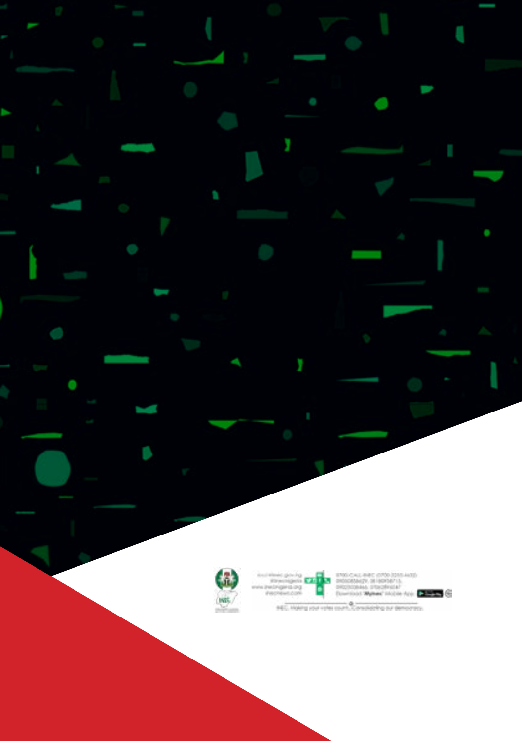www.inec.gov.ng
@inecnigeria
www.inecnigeria.org
inecnews.com

0700-CALL-INEC (0700-2255-4632)

Download "MyInec" Mobile App

INEC: Making your votes count...Consolidating our democracy.